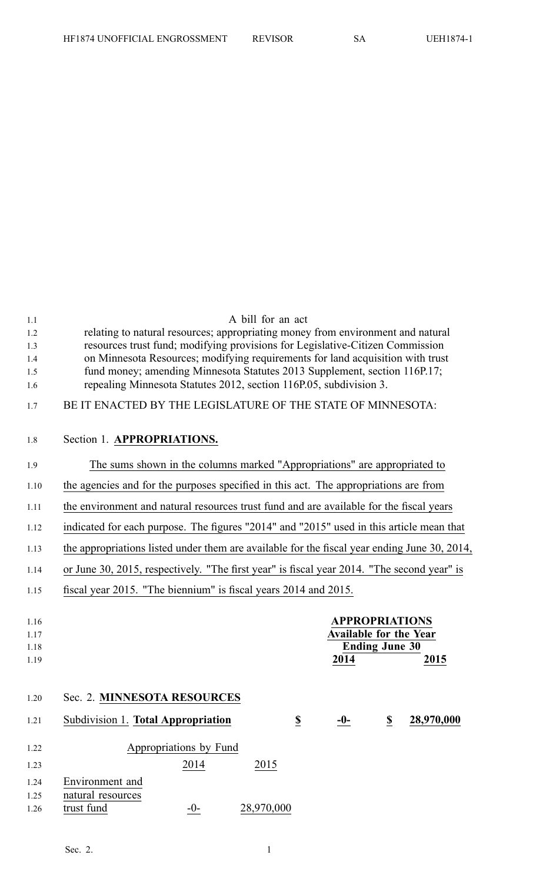A bill for an act

relating to natural resources; appropriating money from environment and natural resources trust fund; modifying provisions for Legislative-Citizen Commission on Minnesota Resources; modifying requirements for land acquisition with trust fund money; amending Minnesota Statutes 2013 Supplement, section 116P.17; repealing Minnesota Statutes 2012, section 116P.05, subdivision 3.

BE IT ENACTED BY THE LEGISLATURE OF THE STATE OF MINNESOTA:

Section 1. **APPROPRIATIONS.**

The sums shown in the columns marked "Appropriations" are appropriated to the agencies and for the purposes specified in this act. The appropriations are from the environment and natural resources trust fund and are available for the fiscal years indicated for each purpose. The figures "2014" and "2015" used in this article mean that the appropriations listed under them are available for the fiscal year ending June 30, 2014, or June 30, 2015, respectively. "The first year" is fiscal year 2014. "The second year" is fiscal year 2015. "The biennium" is fiscal years 2014 and 2015.

| | APPROPRIATIONS Available for the Year Ending June 30 | |
|---|---|---|
| | **2014** | **2015** |

Sec. 2. **MINNESOTA RESOURCES**

| | 2014 | 2015 |
|---|---|---|
| Subdivision 1. **Total Appropriation** | **$ -0-** | **$ 28,970,000** |

| Appropriations by Fund | 2014 | 2015 |
|---|---|---|
| Environment and natural resources trust fund | -0- | 28,970,000 |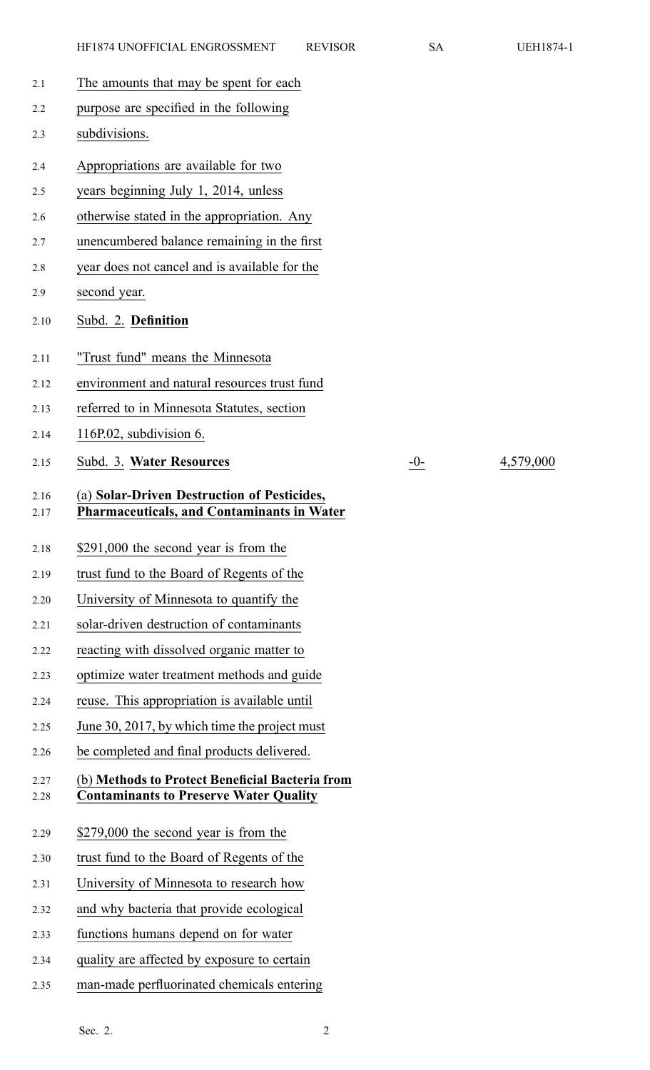The amounts that may be spent for each purpose are specified in the following subdivisions.

Appropriations are available for two years beginning July 1, 2014, unless otherwise stated in the appropriation. Any unencumbered balance remaining in the first year does not cancel and is available for the second year.

Subd. 2. **Definition**

"Trust fund" means the Minnesota environment and natural resources trust fund referred to in Minnesota Statutes, section 116P.02, subdivision 6.

| Subd. 3. **Water Resources** | -0- | 4,579,000 |
|---|---|---|

(a) **Solar-Driven Destruction of Pesticides, Pharmaceuticals, and Contaminants in Water**

$291,000 the second year is from the trust fund to the Board of Regents of the University of Minnesota to quantify the solar-driven destruction of contaminants reacting with dissolved organic matter to optimize water treatment methods and guide reuse. This appropriation is available until June 30, 2017, by which time the project must be completed and final products delivered.

(b) **Methods to Protect Beneficial Bacteria from Contaminants to Preserve Water Quality**

$279,000 the second year is from the trust fund to the Board of Regents of the University of Minnesota to research how and why bacteria that provide ecological functions humans depend on for water quality are affected by exposure to certain man-made perfluorinated chemicals entering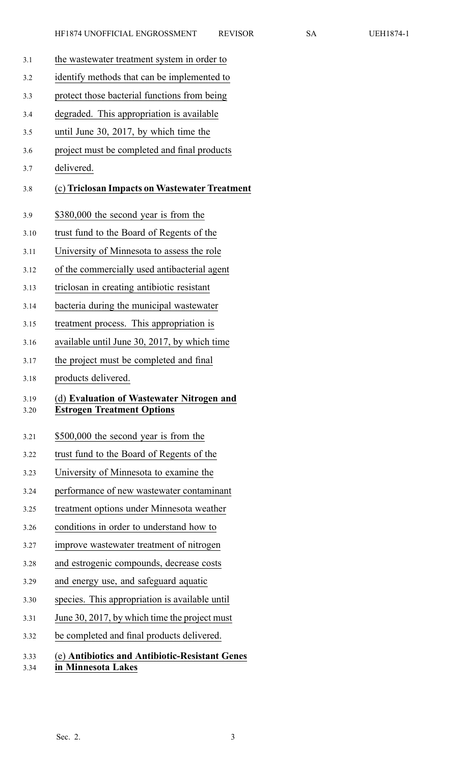the wastewater treatment system in order to identify methods that can be implemented to protect those bacterial functions from being degraded. This appropriation is available until June 30, 2017, by which time the project must be completed and final products delivered.

**(c) Triclosan Impacts on Wastewater Treatment**

$380,000 the second year is from the trust fund to the Board of Regents of the University of Minnesota to assess the role of the commercially used antibacterial agent triclosan in creating antibiotic resistant bacteria during the municipal wastewater treatment process. This appropriation is available until June 30, 2017, by which time the project must be completed and final products delivered.

**(d) Evaluation of Wastewater Nitrogen and Estrogen Treatment Options**

$500,000 the second year is from the trust fund to the Board of Regents of the University of Minnesota to examine the performance of new wastewater contaminant treatment options under Minnesota weather conditions in order to understand how to improve wastewater treatment of nitrogen and estrogenic compounds, decrease costs and energy use, and safeguard aquatic species. This appropriation is available until June 30, 2017, by which time the project must be completed and final products delivered.

**(e) Antibiotics and Antibiotic-Resistant Genes in Minnesota Lakes**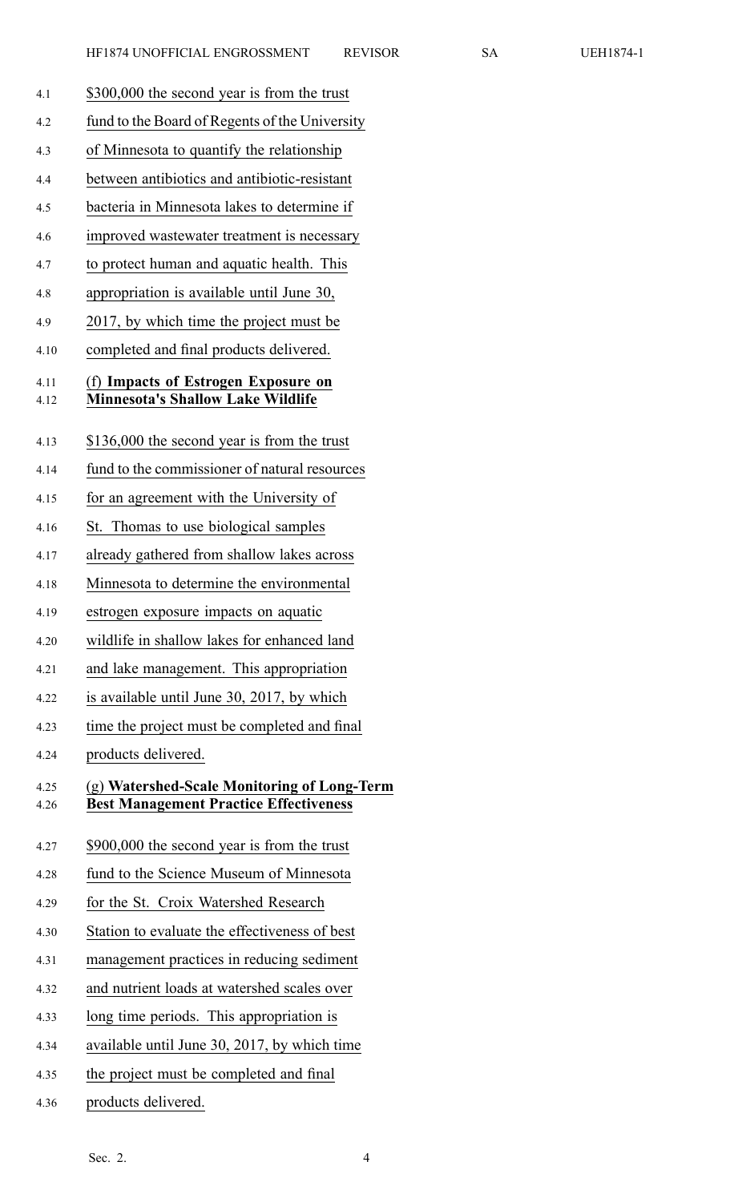$300,000 the second year is from the trust fund to the Board of Regents of the University of Minnesota to quantify the relationship between antibiotics and antibiotic-resistant bacteria in Minnesota lakes to determine if improved wastewater treatment is necessary to protect human and aquatic health. This appropriation is available until June 30, 2017, by which time the project must be completed and final products delivered.

(f) **Impacts of Estrogen Exposure on Minnesota's Shallow Lake Wildlife**

$136,000 the second year is from the trust fund to the commissioner of natural resources for an agreement with the University of St. Thomas to use biological samples already gathered from shallow lakes across Minnesota to determine the environmental estrogen exposure impacts on aquatic wildlife in shallow lakes for enhanced land and lake management. This appropriation is available until June 30, 2017, by which time the project must be completed and final products delivered.

(g) **Watershed-Scale Monitoring of Long-Term Best Management Practice Effectiveness**

$900,000 the second year is from the trust fund to the Science Museum of Minnesota for the St. Croix Watershed Research Station to evaluate the effectiveness of best management practices in reducing sediment and nutrient loads at watershed scales over long time periods. This appropriation is available until June 30, 2017, by which time the project must be completed and final products delivered.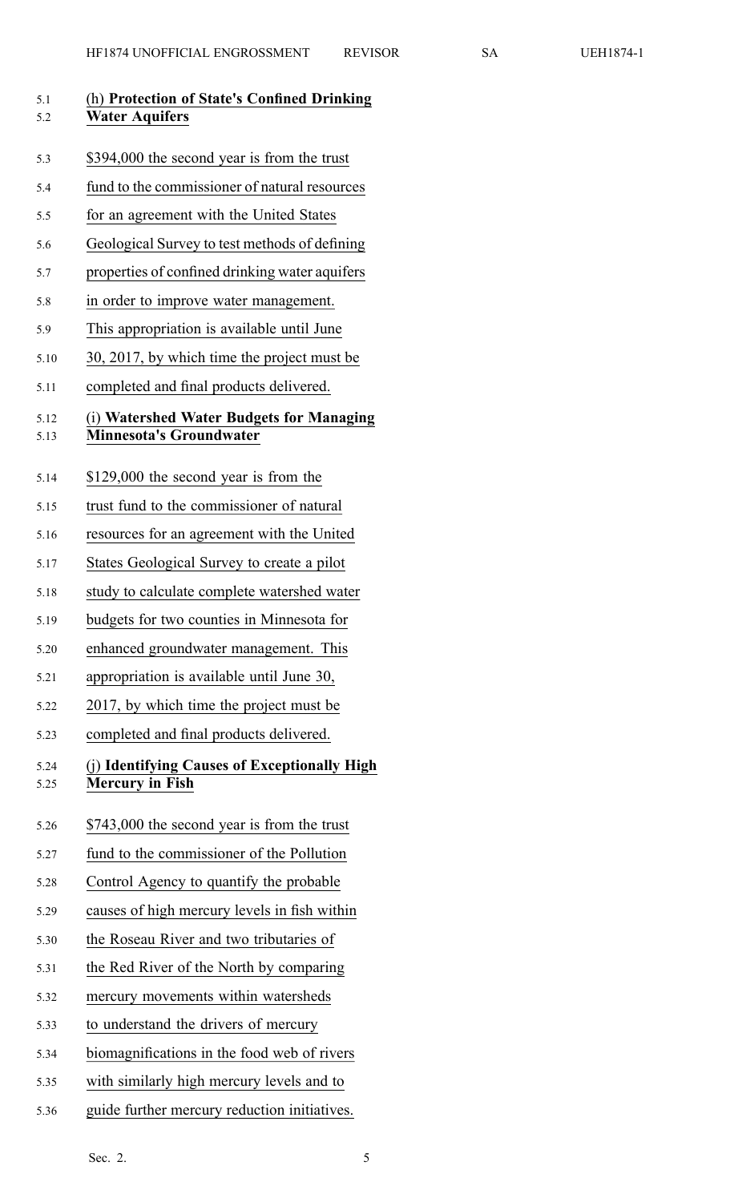(h) **Protection of State's Confined Drinking Water Aquifers**

$394,000 the second year is from the trust fund to the commissioner of natural resources for an agreement with the United States Geological Survey to test methods of defining properties of confined drinking water aquifers in order to improve water management. This appropriation is available until June 30, 2017, by which time the project must be completed and final products delivered.

(i) **Watershed Water Budgets for Managing Minnesota's Groundwater**

$129,000 the second year is from the trust fund to the commissioner of natural resources for an agreement with the United States Geological Survey to create a pilot study to calculate complete watershed water budgets for two counties in Minnesota for enhanced groundwater management. This appropriation is available until June 30, 2017, by which time the project must be completed and final products delivered.

(j) **Identifying Causes of Exceptionally High Mercury in Fish**

$743,000 the second year is from the trust fund to the commissioner of the Pollution Control Agency to quantify the probable causes of high mercury levels in fish within the Roseau River and two tributaries of the Red River of the North by comparing mercury movements within watersheds to understand the drivers of mercury biomagnifications in the food web of rivers with similarly high mercury levels and to guide further mercury reduction initiatives.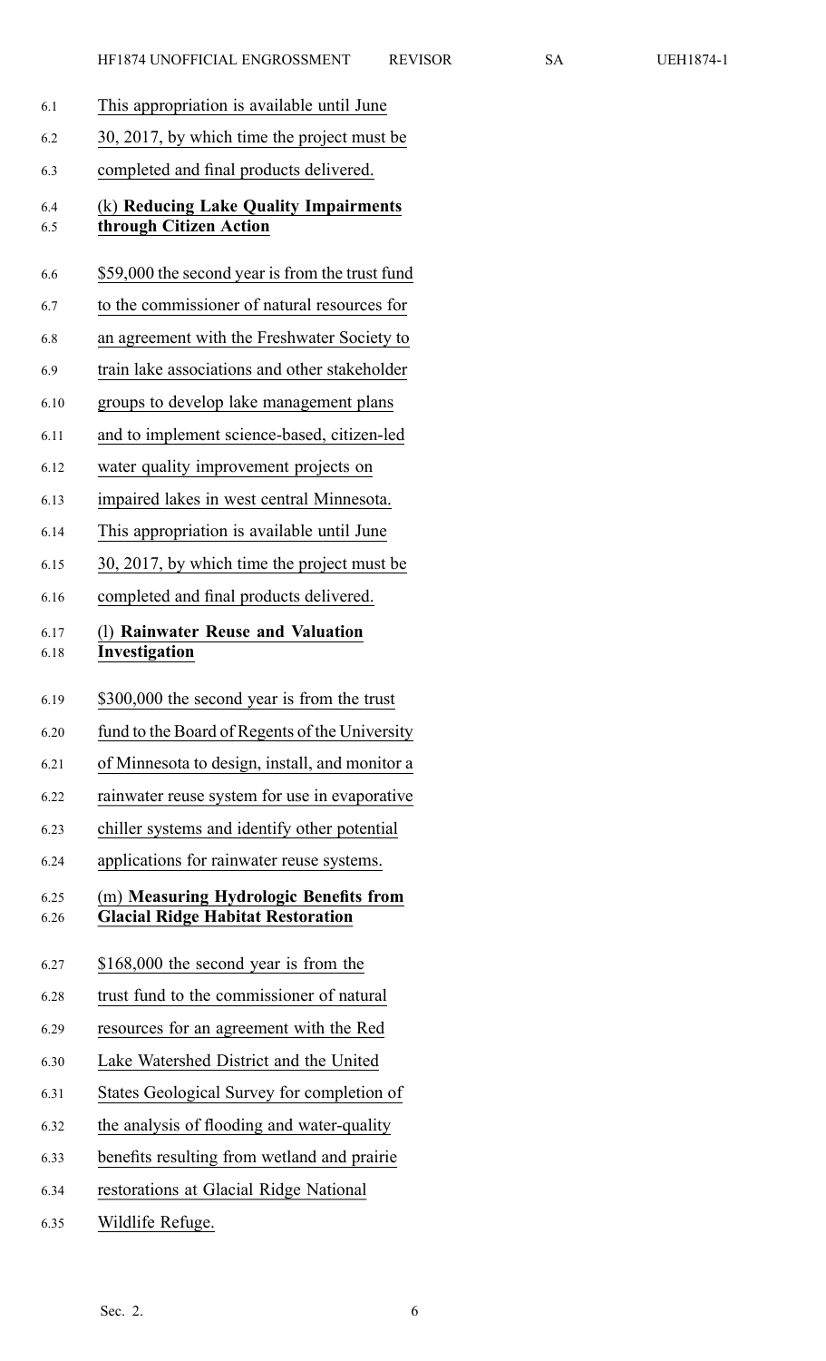This appropriation is available until June 30, 2017, by which time the project must be completed and final products delivered.

(k) **Reducing Lake Quality Impairments through Citizen Action**

$59,000 the second year is from the trust fund to the commissioner of natural resources for an agreement with the Freshwater Society to train lake associations and other stakeholder groups to develop lake management plans and to implement science-based, citizen-led water quality improvement projects on impaired lakes in west central Minnesota. This appropriation is available until June 30, 2017, by which time the project must be completed and final products delivered.

(l) **Rainwater Reuse and Valuation Investigation**

$300,000 the second year is from the trust fund to the Board of Regents of the University of Minnesota to design, install, and monitor a rainwater reuse system for use in evaporative chiller systems and identify other potential applications for rainwater reuse systems.

(m) **Measuring Hydrologic Benefits from Glacial Ridge Habitat Restoration**

$168,000 the second year is from the trust fund to the commissioner of natural resources for an agreement with the Red Lake Watershed District and the United States Geological Survey for completion of the analysis of flooding and water-quality benefits resulting from wetland and prairie restorations at Glacial Ridge National Wildlife Refuge.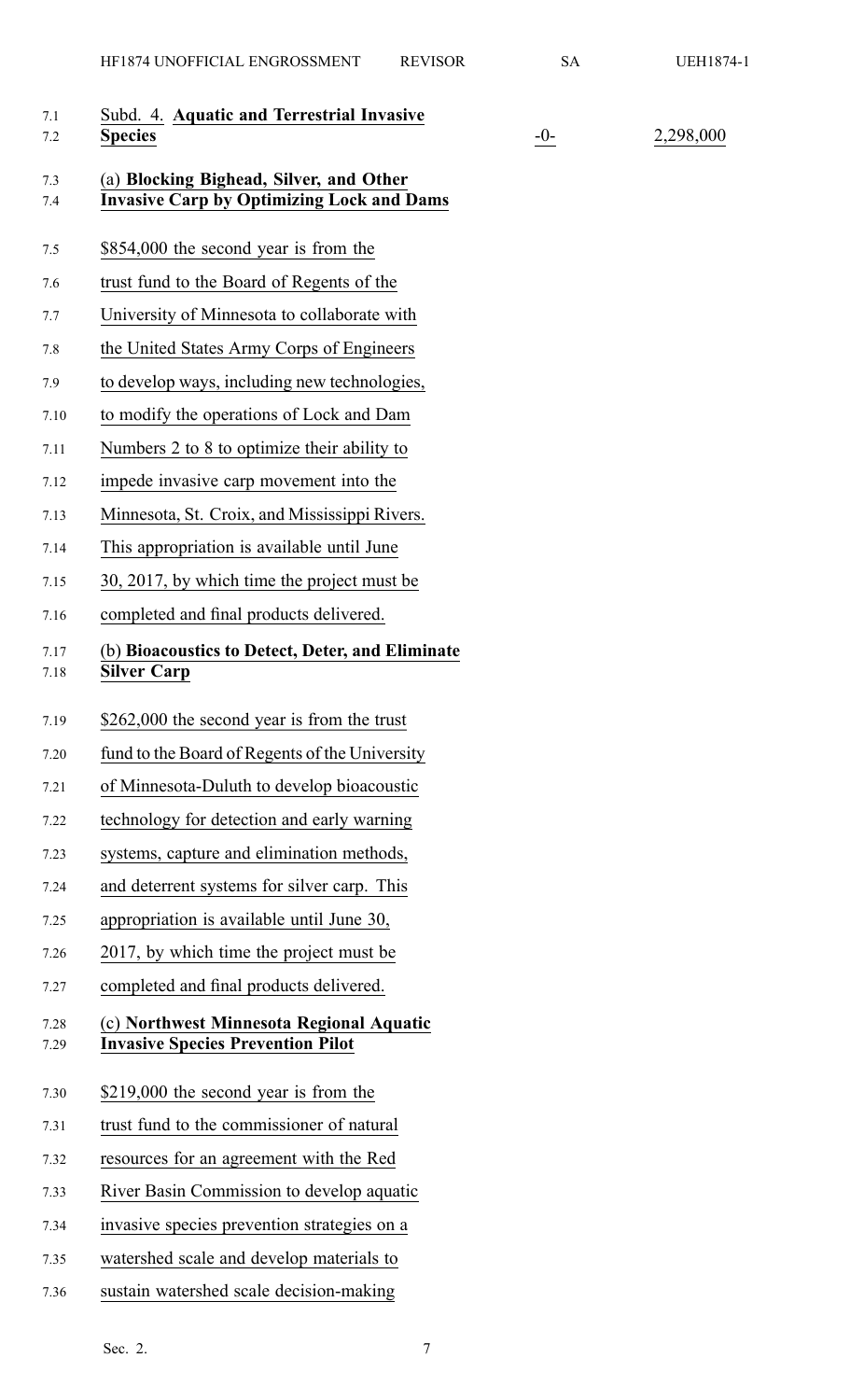Subd. 4. **Aquatic and Terrestrial Invasive Species** -0- 2,298,000

(a) **Blocking Bighead, Silver, and Other Invasive Carp by Optimizing Lock and Dams**

$854,000 the second year is from the trust fund to the Board of Regents of the University of Minnesota to collaborate with the United States Army Corps of Engineers to develop ways, including new technologies, to modify the operations of Lock and Dam Numbers 2 to 8 to optimize their ability to impede invasive carp movement into the Minnesota, St. Croix, and Mississippi Rivers. This appropriation is available until June 30, 2017, by which time the project must be completed and final products delivered.

(b) **Bioacoustics to Detect, Deter, and Eliminate Silver Carp**

$262,000 the second year is from the trust fund to the Board of Regents of the University of Minnesota-Duluth to develop bioacoustic technology for detection and early warning systems, capture and elimination methods, and deterrent systems for silver carp. This appropriation is available until June 30, 2017, by which time the project must be completed and final products delivered.

(c) **Northwest Minnesota Regional Aquatic Invasive Species Prevention Pilot**

$219,000 the second year is from the trust fund to the commissioner of natural resources for an agreement with the Red River Basin Commission to develop aquatic invasive species prevention strategies on a watershed scale and develop materials to sustain watershed scale decision-making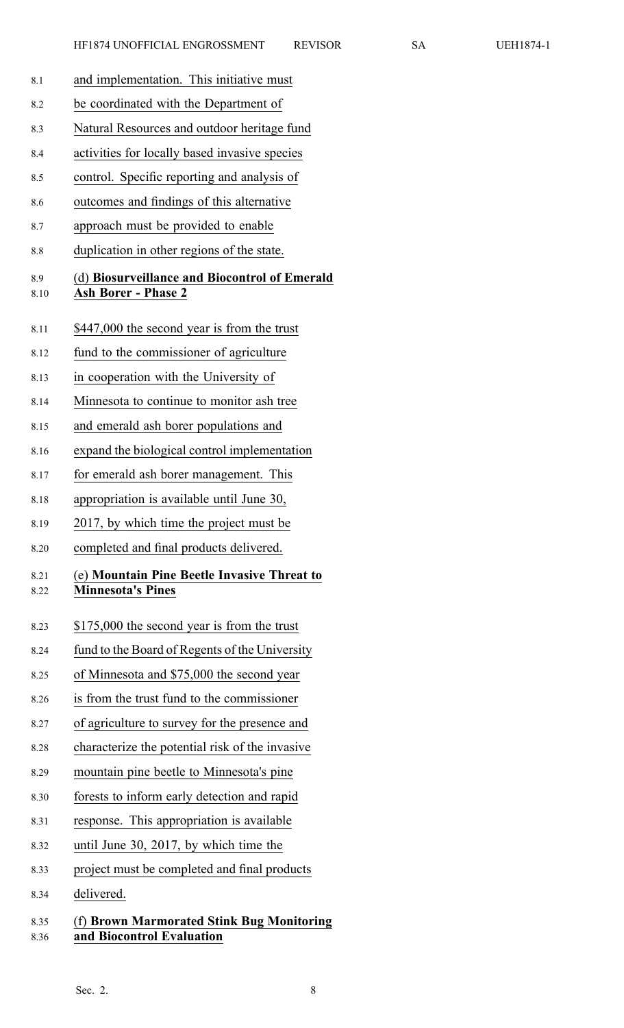and implementation. This initiative must be coordinated with the Department of Natural Resources and outdoor heritage fund activities for locally based invasive species control. Specific reporting and analysis of outcomes and findings of this alternative approach must be provided to enable duplication in other regions of the state.

(d) **Biosurveillance and Biocontrol of Emerald Ash Borer - Phase 2**

$447,000 the second year is from the trust fund to the commissioner of agriculture in cooperation with the University of Minnesota to continue to monitor ash tree and emerald ash borer populations and expand the biological control implementation for emerald ash borer management. This appropriation is available until June 30, 2017, by which time the project must be completed and final products delivered.

(e) **Mountain Pine Beetle Invasive Threat to Minnesota's Pines**

$175,000 the second year is from the trust fund to the Board of Regents of the University of Minnesota and $75,000 the second year is from the trust fund to the commissioner of agriculture to survey for the presence and characterize the potential risk of the invasive mountain pine beetle to Minnesota's pine forests to inform early detection and rapid response. This appropriation is available until June 30, 2017, by which time the project must be completed and final products delivered.

(f) **Brown Marmorated Stink Bug Monitoring and Biocontrol Evaluation**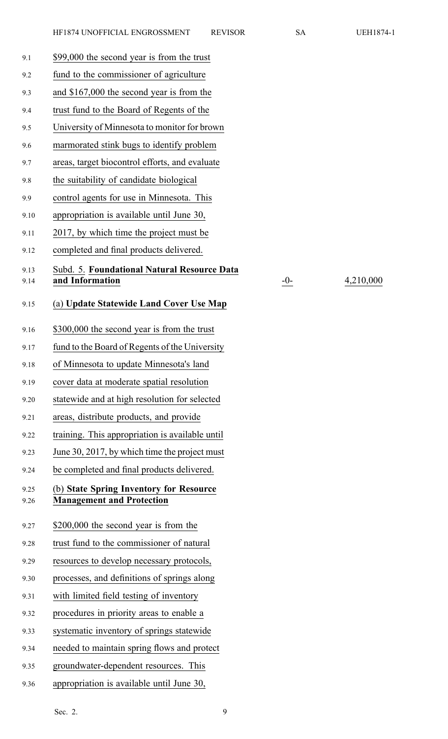$99,000 the second year is from the trust fund to the commissioner of agriculture and $167,000 the second year is from the trust fund to the Board of Regents of the University of Minnesota to monitor for brown marmorated stink bugs to identify problem areas, target biocontrol efforts, and evaluate the suitability of candidate biological control agents for use in Minnesota. This appropriation is available until June 30, 2017, by which time the project must be completed and final products delivered.

| Subd. 5. **Foundational Natural Resource Data and Information** | -0- | 4,210,000 |
|---|---|---|

(a) **Update Statewide Land Cover Use Map**

$300,000 the second year is from the trust fund to the Board of Regents of the University of Minnesota to update Minnesota's land cover data at moderate spatial resolution statewide and at high resolution for selected areas, distribute products, and provide training. This appropriation is available until June 30, 2017, by which time the project must be completed and final products delivered.

(b) **State Spring Inventory for Resource Management and Protection**

$200,000 the second year is from the trust fund to the commissioner of natural resources to develop necessary protocols, processes, and definitions of springs along with limited field testing of inventory procedures in priority areas to enable a systematic inventory of springs statewide needed to maintain spring flows and protect groundwater-dependent resources. This appropriation is available until June 30,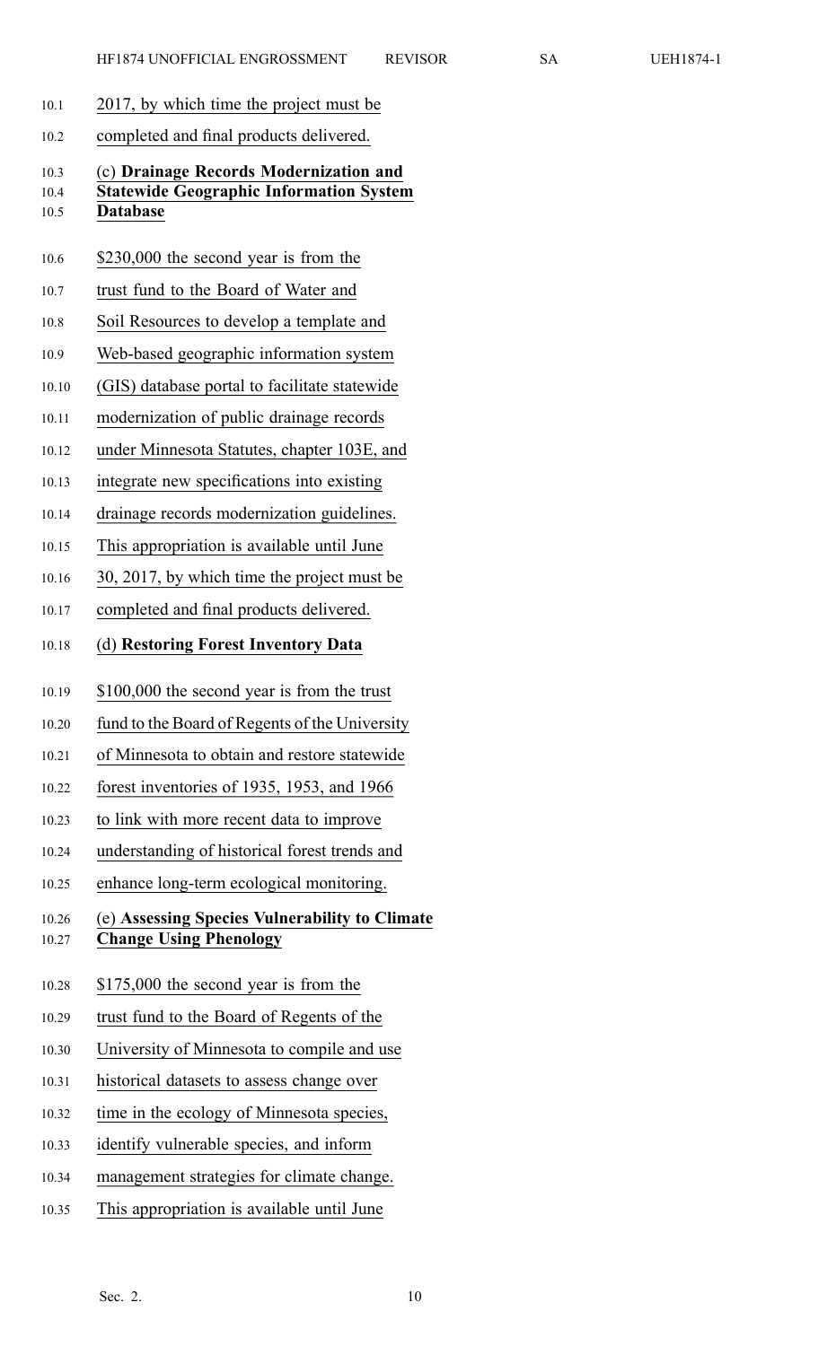2017, by which time the project must be completed and final products delivered.

(c) **Drainage Records Modernization and Statewide Geographic Information System Database**

$230,000 the second year is from the trust fund to the Board of Water and Soil Resources to develop a template and Web-based geographic information system (GIS) database portal to facilitate statewide modernization of public drainage records under Minnesota Statutes, chapter 103E, and integrate new specifications into existing drainage records modernization guidelines. This appropriation is available until June 30, 2017, by which time the project must be completed and final products delivered.

(d) **Restoring Forest Inventory Data**

$100,000 the second year is from the trust fund to the Board of Regents of the University of Minnesota to obtain and restore statewide forest inventories of 1935, 1953, and 1966 to link with more recent data to improve understanding of historical forest trends and enhance long-term ecological monitoring.

(e) **Assessing Species Vulnerability to Climate Change Using Phenology**

$175,000 the second year is from the trust fund to the Board of Regents of the University of Minnesota to compile and use historical datasets to assess change over time in the ecology of Minnesota species, identify vulnerable species, and inform management strategies for climate change. This appropriation is available until June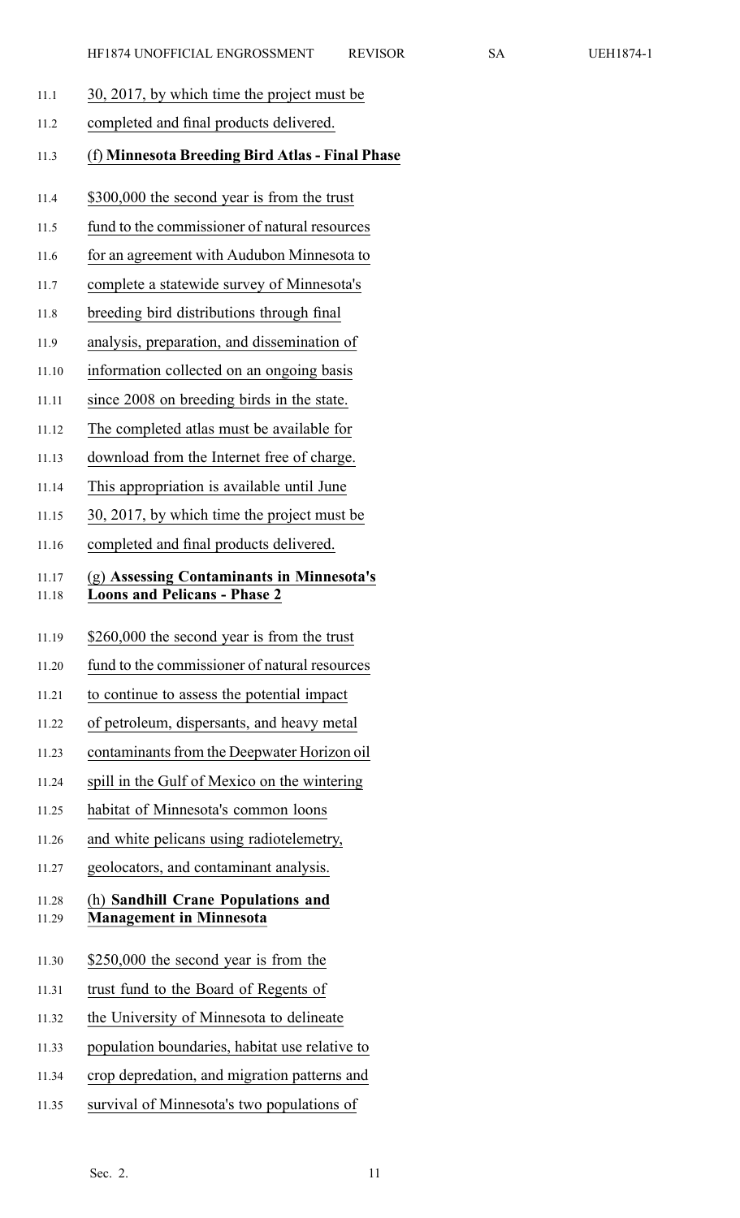30, 2017, by which time the project must be completed and final products delivered.

(f) **Minnesota Breeding Bird Atlas - Final Phase**

$300,000 the second year is from the trust fund to the commissioner of natural resources for an agreement with Audubon Minnesota to complete a statewide survey of Minnesota's breeding bird distributions through final analysis, preparation, and dissemination of information collected on an ongoing basis since 2008 on breeding birds in the state. The completed atlas must be available for download from the Internet free of charge. This appropriation is available until June 30, 2017, by which time the project must be completed and final products delivered.

(g) **Assessing Contaminants in Minnesota's Loons and Pelicans - Phase 2**

$260,000 the second year is from the trust fund to the commissioner of natural resources to continue to assess the potential impact of petroleum, dispersants, and heavy metal contaminants from the Deepwater Horizon oil spill in the Gulf of Mexico on the wintering habitat of Minnesota's common loons and white pelicans using radiotelemetry, geolocators, and contaminant analysis.

(h) **Sandhill Crane Populations and Management in Minnesota**

$250,000 the second year is from the trust fund to the Board of Regents of the University of Minnesota to delineate population boundaries, habitat use relative to crop depredation, and migration patterns and survival of Minnesota's two populations of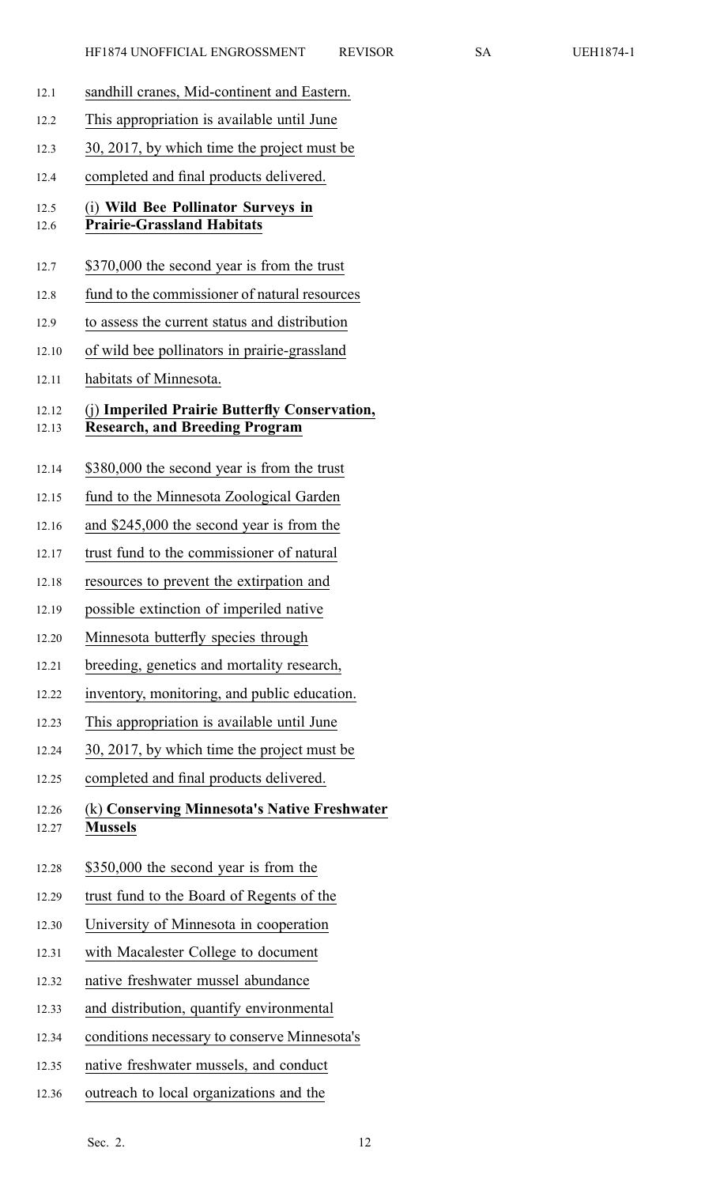sandhill cranes, Mid-continent and Eastern. This appropriation is available until June 30, 2017, by which time the project must be completed and final products delivered.

(i) **Wild Bee Pollinator Surveys in Prairie-Grassland Habitats**

\$370,000 the second year is from the trust fund to the commissioner of natural resources to assess the current status and distribution of wild bee pollinators in prairie-grassland habitats of Minnesota.

(j) **Imperiled Prairie Butterfly Conservation, Research, and Breeding Program**

\$380,000 the second year is from the trust fund to the Minnesota Zoological Garden and \$245,000 the second year is from the trust fund to the commissioner of natural resources to prevent the extirpation and possible extinction of imperiled native Minnesota butterfly species through breeding, genetics and mortality research, inventory, monitoring, and public education. This appropriation is available until June 30, 2017, by which time the project must be completed and final products delivered.

(k) **Conserving Minnesota's Native Freshwater Mussels**

\$350,000 the second year is from the trust fund to the Board of Regents of the University of Minnesota in cooperation with Macalester College to document native freshwater mussel abundance and distribution, quantify environmental conditions necessary to conserve Minnesota's native freshwater mussels, and conduct outreach to local organizations and the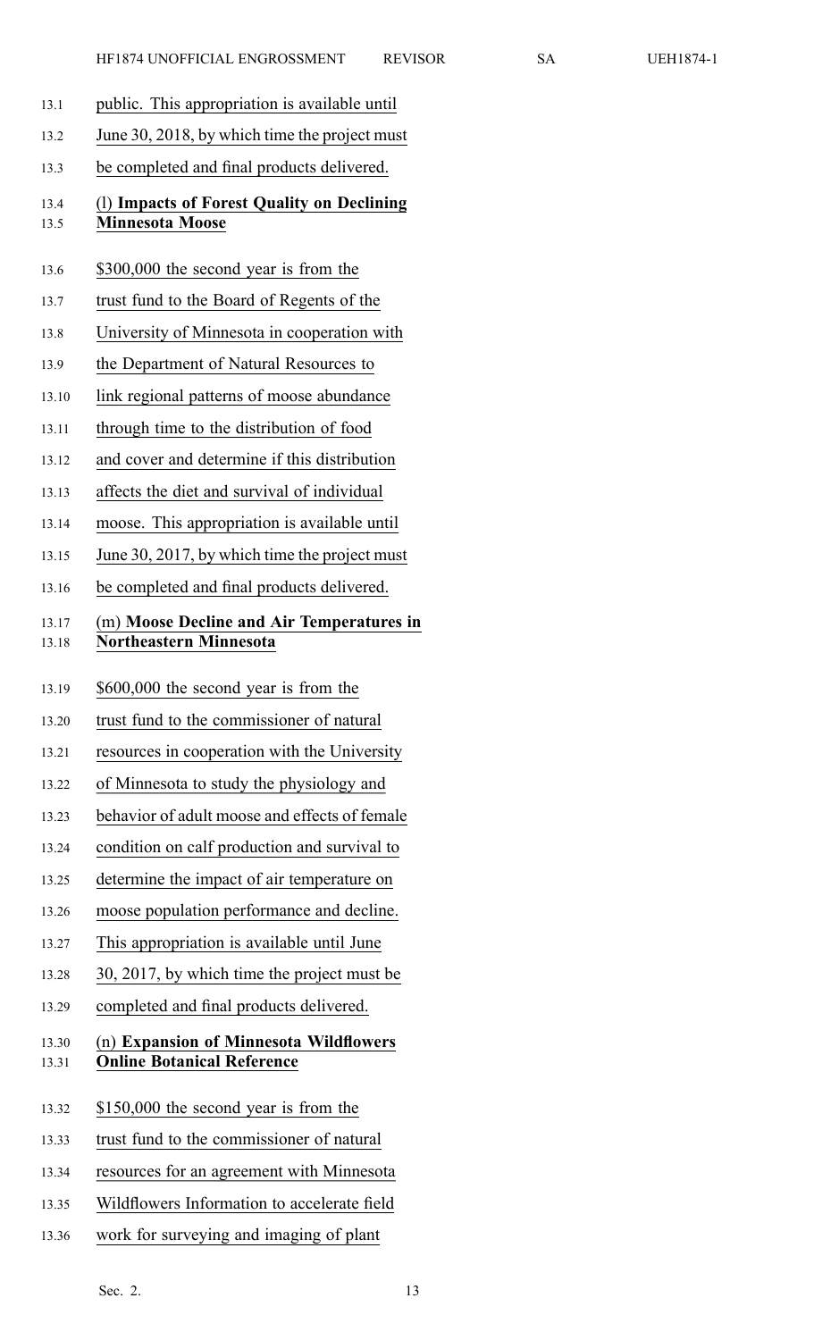public. This appropriation is available until June 30, 2018, by which time the project must be completed and final products delivered.

(l) **Impacts of Forest Quality on Declining Minnesota Moose**

$300,000 the second year is from the trust fund to the Board of Regents of the University of Minnesota in cooperation with the Department of Natural Resources to link regional patterns of moose abundance through time to the distribution of food and cover and determine if this distribution affects the diet and survival of individual moose. This appropriation is available until June 30, 2017, by which time the project must be completed and final products delivered.

(m) **Moose Decline and Air Temperatures in Northeastern Minnesota**

$600,000 the second year is from the trust fund to the commissioner of natural resources in cooperation with the University of Minnesota to study the physiology and behavior of adult moose and effects of female condition on calf production and survival to determine the impact of air temperature on moose population performance and decline. This appropriation is available until June 30, 2017, by which time the project must be completed and final products delivered.

(n) **Expansion of Minnesota Wildflowers Online Botanical Reference**

$150,000 the second year is from the trust fund to the commissioner of natural resources for an agreement with Minnesota Wildflowers Information to accelerate field work for surveying and imaging of plant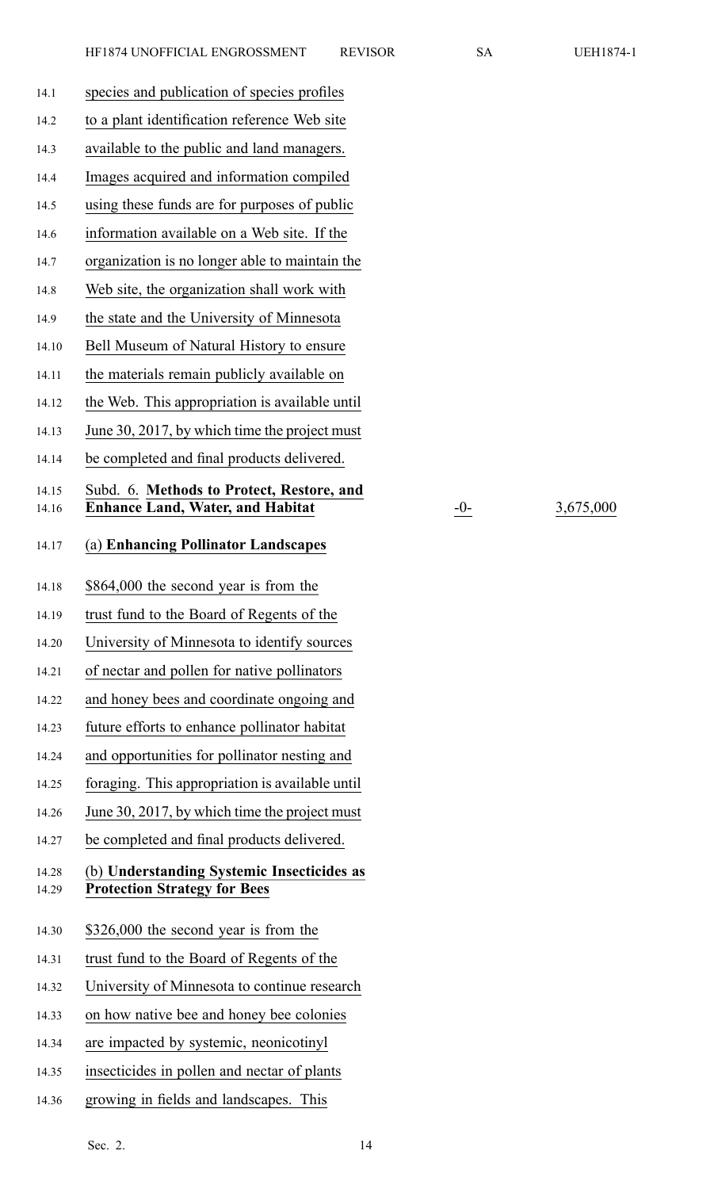species and publication of species profiles to a plant identification reference Web site available to the public and land managers. Images acquired and information compiled using these funds are for purposes of public information available on a Web site. If the organization is no longer able to maintain the Web site, the organization shall work with the state and the University of Minnesota Bell Museum of Natural History to ensure the materials remain publicly available on the Web. This appropriation is available until June 30, 2017, by which time the project must be completed and final products delivered.

| Subd. 6. **Methods to Protect, Restore, and Enhance Land, Water, and Habitat** | -0- | 3,675,000 |
|---|---|---|

(a) **Enhancing Pollinator Landscapes**

$864,000 the second year is from the trust fund to the Board of Regents of the University of Minnesota to identify sources of nectar and pollen for native pollinators and honey bees and coordinate ongoing and future efforts to enhance pollinator habitat and opportunities for pollinator nesting and foraging. This appropriation is available until June 30, 2017, by which time the project must be completed and final products delivered.

(b) **Understanding Systemic Insecticides as Protection Strategy for Bees**

$326,000 the second year is from the trust fund to the Board of Regents of the University of Minnesota to continue research on how native bee and honey bee colonies are impacted by systemic, neonicotinyl insecticides in pollen and nectar of plants growing in fields and landscapes. This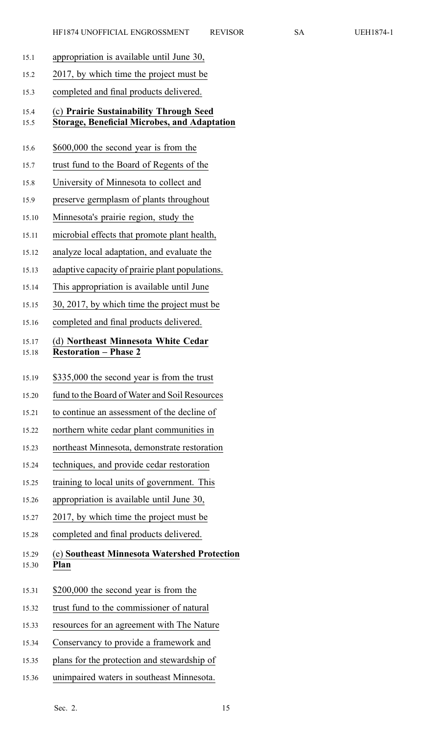appropriation is available until June 30, 2017, by which time the project must be completed and final products delivered.

(c) **Prairie Sustainability Through Seed Storage, Beneficial Microbes, and Adaptation**

$600,000 the second year is from the trust fund to the Board of Regents of the University of Minnesota to collect and preserve germplasm of plants throughout Minnesota's prairie region, study the microbial effects that promote plant health, analyze local adaptation, and evaluate the adaptive capacity of prairie plant populations. This appropriation is available until June 30, 2017, by which time the project must be completed and final products delivered.

(d) **Northeast Minnesota White Cedar Restoration – Phase 2**

$335,000 the second year is from the trust fund to the Board of Water and Soil Resources to continue an assessment of the decline of northern white cedar plant communities in northeast Minnesota, demonstrate restoration techniques, and provide cedar restoration training to local units of government. This appropriation is available until June 30, 2017, by which time the project must be completed and final products delivered.

(e) **Southeast Minnesota Watershed Protection Plan**

$200,000 the second year is from the trust fund to the commissioner of natural resources for an agreement with The Nature Conservancy to provide a framework and plans for the protection and stewardship of unimpaired waters in southeast Minnesota.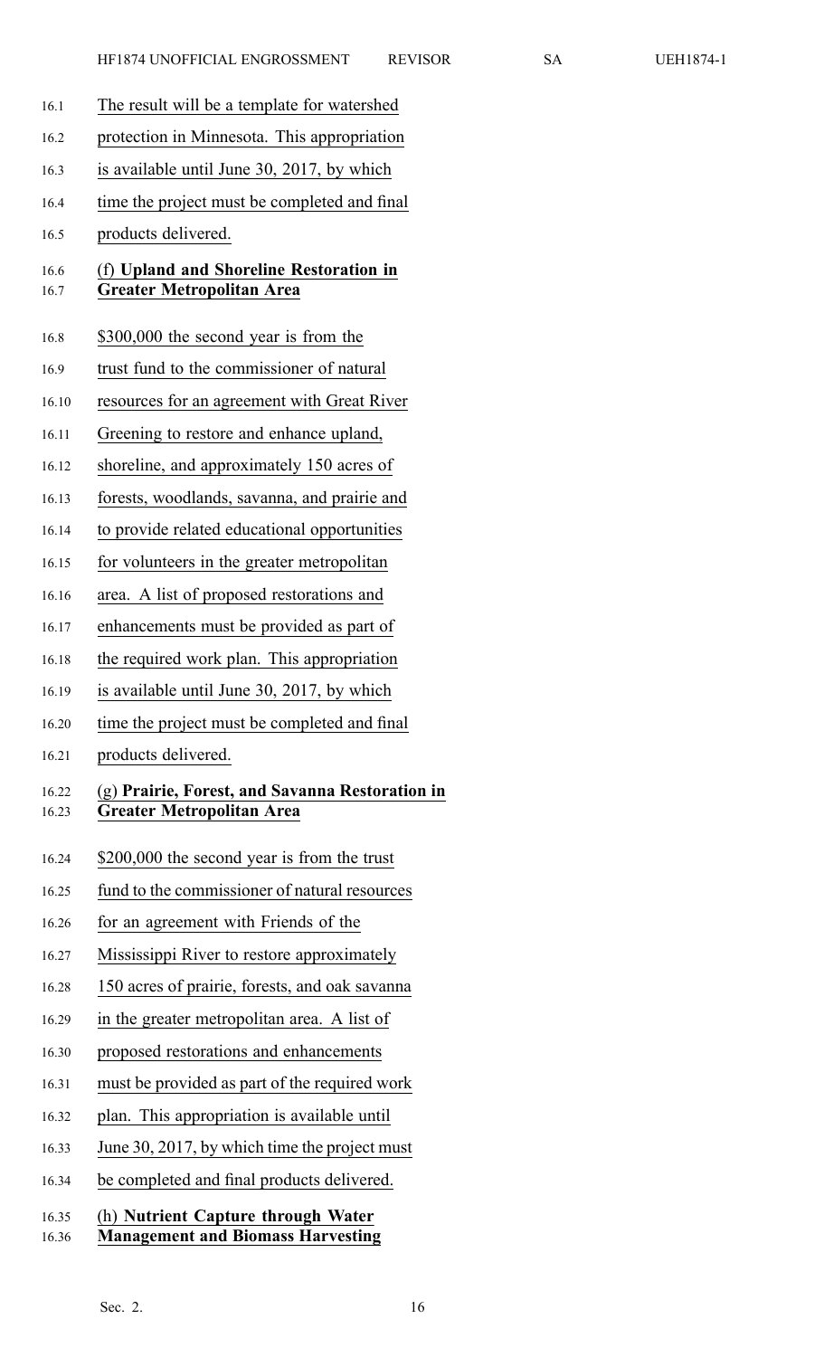The result will be a template for watershed protection in Minnesota. This appropriation is available until June 30, 2017, by which time the project must be completed and final products delivered.

(f) **Upland and Shoreline Restoration in Greater Metropolitan Area**

$300,000 the second year is from the trust fund to the commissioner of natural resources for an agreement with Great River Greening to restore and enhance upland, shoreline, and approximately 150 acres of forests, woodlands, savanna, and prairie and to provide related educational opportunities for volunteers in the greater metropolitan area. A list of proposed restorations and enhancements must be provided as part of the required work plan. This appropriation is available until June 30, 2017, by which time the project must be completed and final products delivered.

(g) **Prairie, Forest, and Savanna Restoration in Greater Metropolitan Area**

$200,000 the second year is from the trust fund to the commissioner of natural resources for an agreement with Friends of the Mississippi River to restore approximately 150 acres of prairie, forests, and oak savanna in the greater metropolitan area. A list of proposed restorations and enhancements must be provided as part of the required work plan. This appropriation is available until June 30, 2017, by which time the project must be completed and final products delivered.

(h) **Nutrient Capture through Water Management and Biomass Harvesting**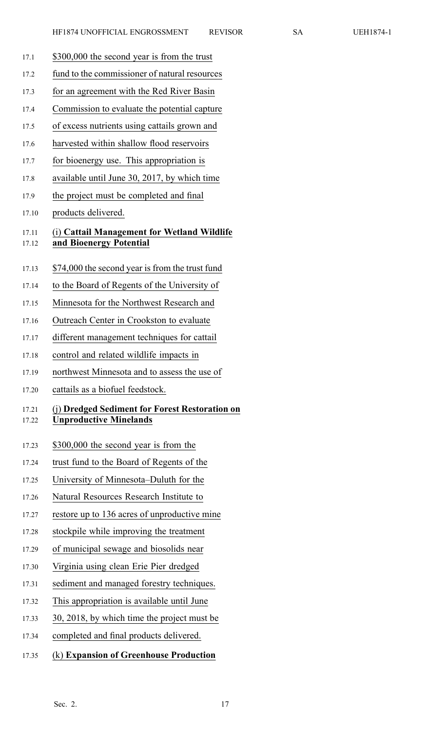$300,000 the second year is from the trust fund to the commissioner of natural resources for an agreement with the Red River Basin Commission to evaluate the potential capture of excess nutrients using cattails grown and harvested within shallow flood reservoirs for bioenergy use. This appropriation is available until June 30, 2017, by which time the project must be completed and final products delivered.

(i) **Cattail Management for Wetland Wildlife and Bioenergy Potential**

$74,000 the second year is from the trust fund to the Board of Regents of the University of Minnesota for the Northwest Research and Outreach Center in Crookston to evaluate different management techniques for cattail control and related wildlife impacts in northwest Minnesota and to assess the use of cattails as a biofuel feedstock.

(j) **Dredged Sediment for Forest Restoration on Unproductive Minelands**

$300,000 the second year is from the trust fund to the Board of Regents of the University of Minnesota–Duluth for the Natural Resources Research Institute to restore up to 136 acres of unproductive mine stockpile while improving the treatment of municipal sewage and biosolids near Virginia using clean Erie Pier dredged sediment and managed forestry techniques. This appropriation is available until June 30, 2018, by which time the project must be completed and final products delivered.

(k) **Expansion of Greenhouse Production**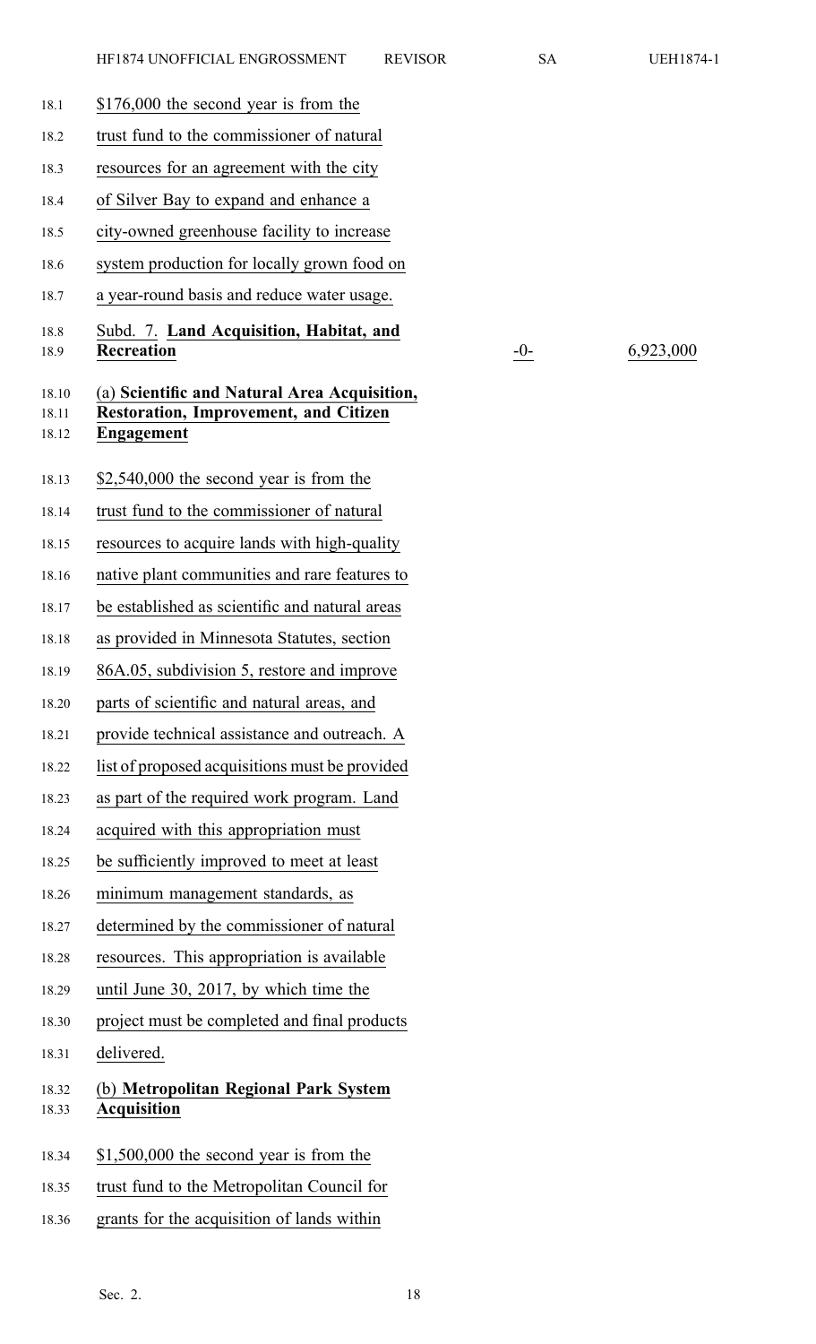$176,000 the second year is from the trust fund to the commissioner of natural resources for an agreement with the city of Silver Bay to expand and enhance a city-owned greenhouse facility to increase system production for locally grown food on a year-round basis and reduce water usage.

| | | |
|---|---|---|
| Subd. 7. **Land Acquisition, Habitat, and Recreation** | -0- | 6,923,000 |

**(a) Scientific and Natural Area Acquisition, Restoration, Improvement, and Citizen Engagement**

$2,540,000 the second year is from the trust fund to the commissioner of natural resources to acquire lands with high-quality native plant communities and rare features to be established as scientific and natural areas as provided in Minnesota Statutes, section 86A.05, subdivision 5, restore and improve parts of scientific and natural areas, and provide technical assistance and outreach. A list of proposed acquisitions must be provided as part of the required work program. Land acquired with this appropriation must be sufficiently improved to meet at least minimum management standards, as determined by the commissioner of natural resources. This appropriation is available until June 30, 2017, by which time the project must be completed and final products delivered.

**(b) Metropolitan Regional Park System Acquisition**

$1,500,000 the second year is from the trust fund to the Metropolitan Council for grants for the acquisition of lands within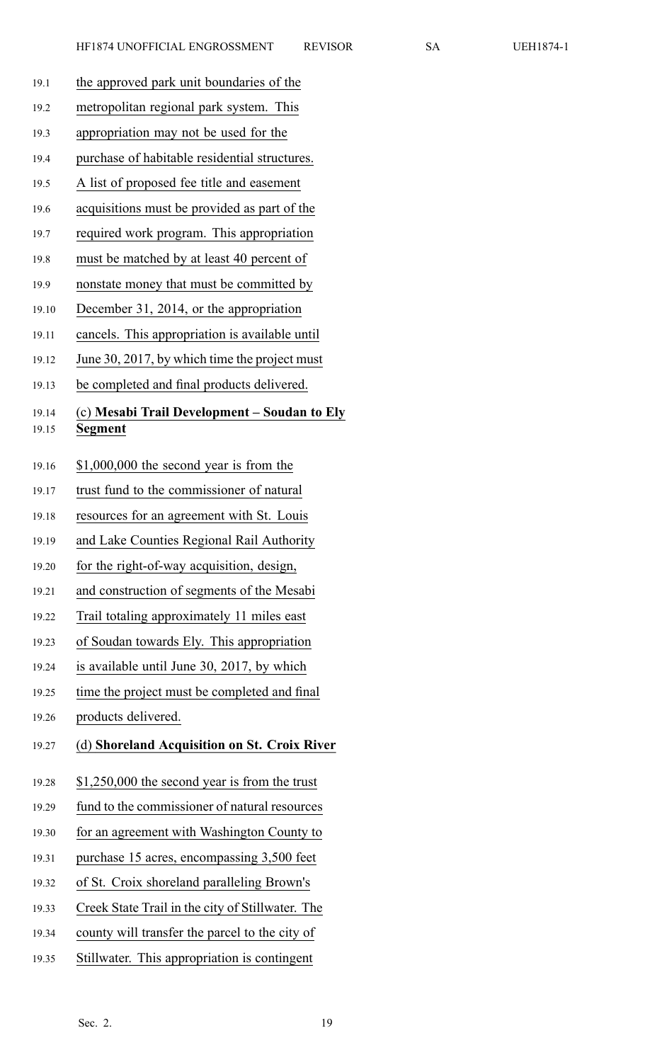the approved park unit boundaries of the metropolitan regional park system. This appropriation may not be used for the purchase of habitable residential structures. A list of proposed fee title and easement acquisitions must be provided as part of the required work program. This appropriation must be matched by at least 40 percent of nonstate money that must be committed by December 31, 2014, or the appropriation cancels. This appropriation is available until June 30, 2017, by which time the project must be completed and final products delivered.

(c) **Mesabi Trail Development – Soudan to Ely Segment**

$1,000,000 the second year is from the trust fund to the commissioner of natural resources for an agreement with St. Louis and Lake Counties Regional Rail Authority for the right-of-way acquisition, design, and construction of segments of the Mesabi Trail totaling approximately 11 miles east of Soudan towards Ely. This appropriation is available until June 30, 2017, by which time the project must be completed and final products delivered.

(d) **Shoreland Acquisition on St. Croix River**

$1,250,000 the second year is from the trust fund to the commissioner of natural resources for an agreement with Washington County to purchase 15 acres, encompassing 3,500 feet of St. Croix shoreland paralleling Brown's Creek State Trail in the city of Stillwater. The county will transfer the parcel to the city of Stillwater. This appropriation is contingent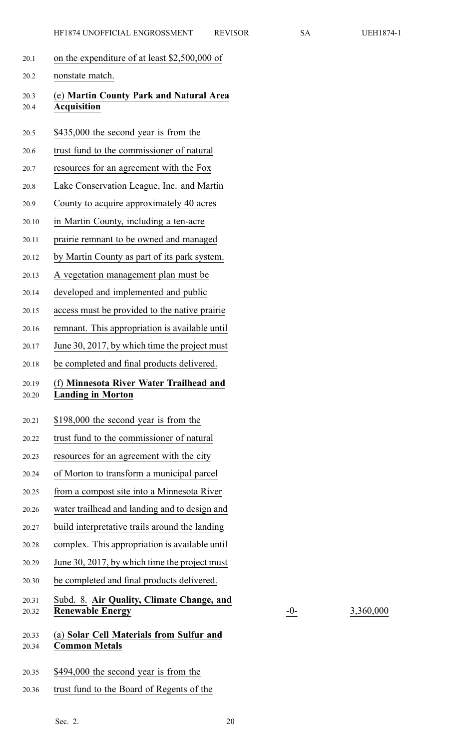on the expenditure of at least $2,500,000 of nonstate match.

(e) **Martin County Park and Natural Area Acquisition**

$435,000 the second year is from the trust fund to the commissioner of natural resources for an agreement with the Fox Lake Conservation League, Inc. and Martin County to acquire approximately 40 acres in Martin County, including a ten-acre prairie remnant to be owned and managed by Martin County as part of its park system. A vegetation management plan must be developed and implemented and public access must be provided to the native prairie remnant. This appropriation is available until June 30, 2017, by which time the project must be completed and final products delivered.

(f) **Minnesota River Water Trailhead and Landing in Morton**

$198,000 the second year is from the trust fund to the commissioner of natural resources for an agreement with the city of Morton to transform a municipal parcel from a compost site into a Minnesota River water trailhead and landing and to design and build interpretative trails around the landing complex. This appropriation is available until June 30, 2017, by which time the project must be completed and final products delivered.

| | | |
|---|---|---|
| Subd. 8. **Air Quality, Climate Change, and Renewable Energy** | -0- | 3,360,000 |

(a) **Solar Cell Materials from Sulfur and Common Metals**

$494,000 the second year is from the trust fund to the Board of Regents of the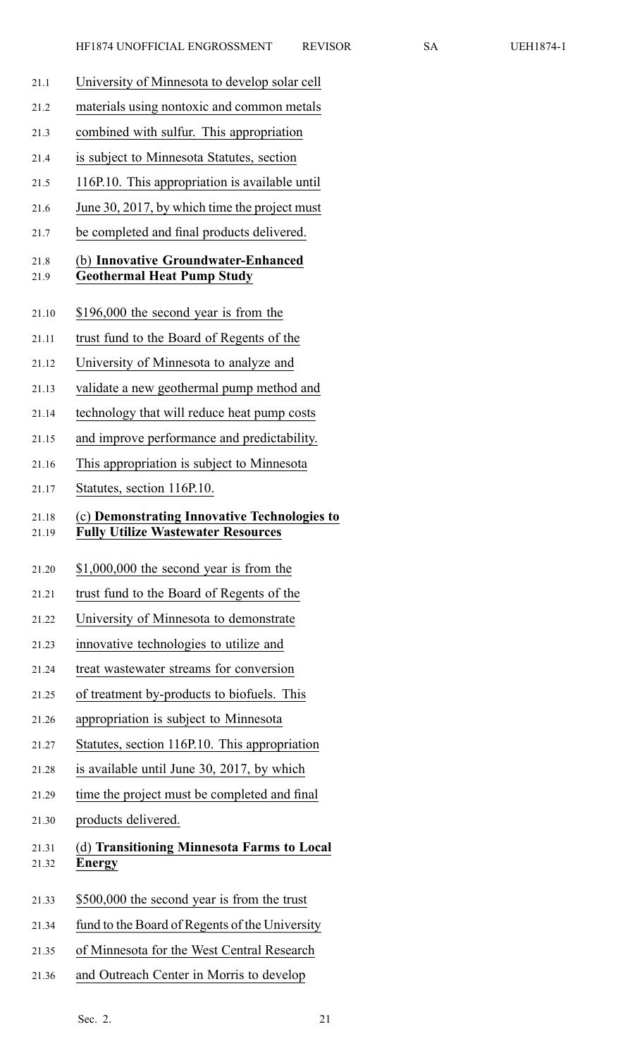University of Minnesota to develop solar cell materials using nontoxic and common metals combined with sulfur. This appropriation is subject to Minnesota Statutes, section 116P.10. This appropriation is available until June 30, 2017, by which time the project must be completed and final products delivered.

(b) **Innovative Groundwater-Enhanced Geothermal Heat Pump Study**

$196,000 the second year is from the trust fund to the Board of Regents of the University of Minnesota to analyze and validate a new geothermal pump method and technology that will reduce heat pump costs and improve performance and predictability. This appropriation is subject to Minnesota Statutes, section 116P.10.

(c) **Demonstrating Innovative Technologies to Fully Utilize Wastewater Resources**

$1,000,000 the second year is from the trust fund to the Board of Regents of the University of Minnesota to demonstrate innovative technologies to utilize and treat wastewater streams for conversion of treatment by-products to biofuels. This appropriation is subject to Minnesota Statutes, section 116P.10. This appropriation is available until June 30, 2017, by which time the project must be completed and final products delivered.

(d) **Transitioning Minnesota Farms to Local Energy**

$500,000 the second year is from the trust fund to the Board of Regents of the University of Minnesota for the West Central Research and Outreach Center in Morris to develop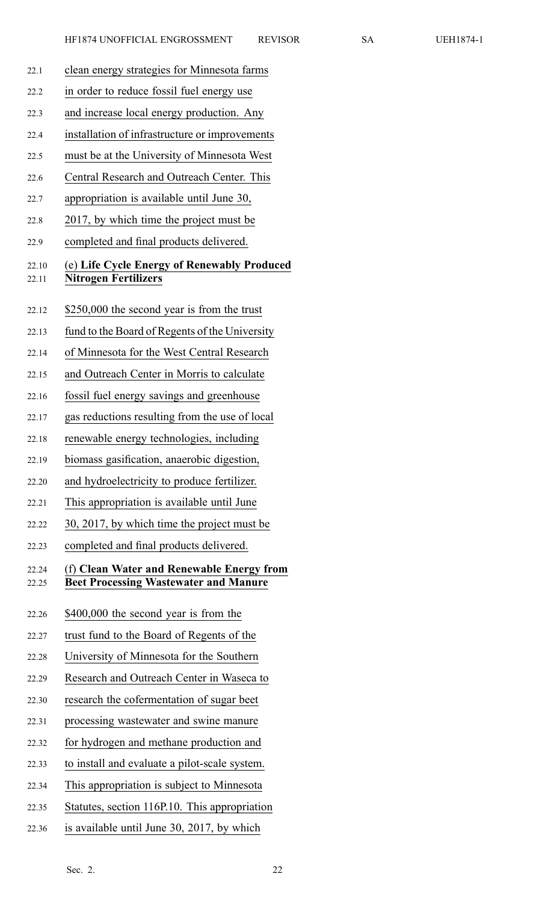clean energy strategies for Minnesota farms in order to reduce fossil fuel energy use and increase local energy production. Any installation of infrastructure or improvements must be at the University of Minnesota West Central Research and Outreach Center. This appropriation is available until June 30, 2017, by which time the project must be completed and final products delivered.

(e) **Life Cycle Energy of Renewably Produced Nitrogen Fertilizers**

$250,000 the second year is from the trust fund to the Board of Regents of the University of Minnesota for the West Central Research and Outreach Center in Morris to calculate fossil fuel energy savings and greenhouse gas reductions resulting from the use of local renewable energy technologies, including biomass gasification, anaerobic digestion, and hydroelectricity to produce fertilizer. This appropriation is available until June 30, 2017, by which time the project must be completed and final products delivered.

(f) **Clean Water and Renewable Energy from Beet Processing Wastewater and Manure**

$400,000 the second year is from the trust fund to the Board of Regents of the University of Minnesota for the Southern Research and Outreach Center in Waseca to research the cofermentation of sugar beet processing wastewater and swine manure for hydrogen and methane production and to install and evaluate a pilot-scale system. This appropriation is subject to Minnesota Statutes, section 116P.10. This appropriation is available until June 30, 2017, by which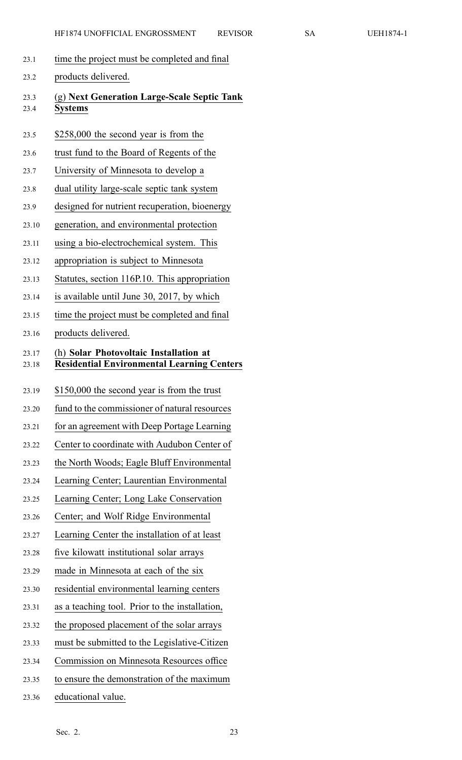time the project must be completed and final products delivered.

(g) **Next Generation Large-Scale Septic Tank Systems**

$258,000 the second year is from the trust fund to the Board of Regents of the University of Minnesota to develop a dual utility large-scale septic tank system designed for nutrient recuperation, bioenergy generation, and environmental protection using a bio-electrochemical system. This appropriation is subject to Minnesota Statutes, section 116P.10. This appropriation is available until June 30, 2017, by which time the project must be completed and final products delivered.

(h) **Solar Photovoltaic Installation at Residential Environmental Learning Centers**

$150,000 the second year is from the trust fund to the commissioner of natural resources for an agreement with Deep Portage Learning Center to coordinate with Audubon Center of the North Woods; Eagle Bluff Environmental Learning Center; Laurentian Environmental Learning Center; Long Lake Conservation Center; and Wolf Ridge Environmental Learning Center the installation of at least five kilowatt institutional solar arrays made in Minnesota at each of the six residential environmental learning centers as a teaching tool. Prior to the installation, the proposed placement of the solar arrays must be submitted to the Legislative-Citizen Commission on Minnesota Resources office to ensure the demonstration of the maximum educational value.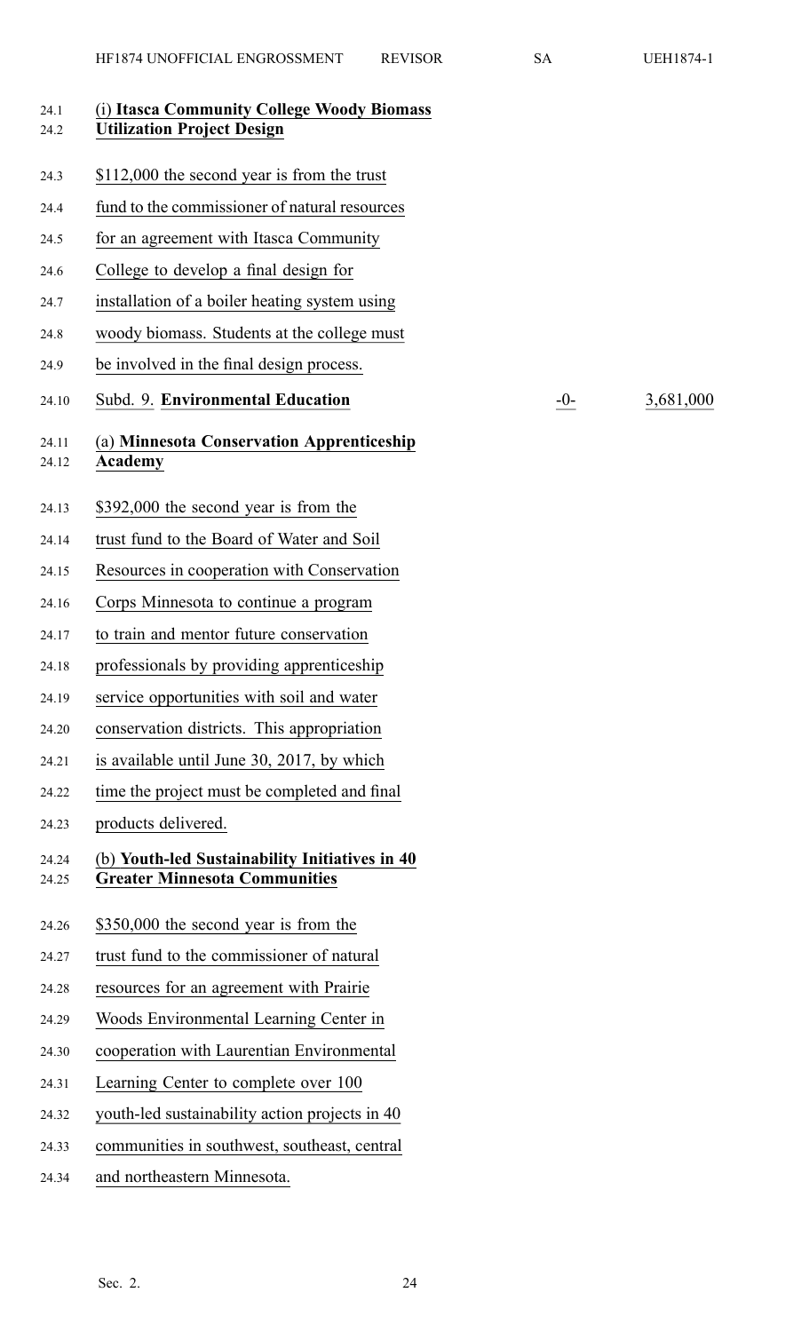(i) **Itasca Community College Woody Biomass Utilization Project Design**

$112,000 the second year is from the trust fund to the commissioner of natural resources for an agreement with Itasca Community College to develop a final design for installation of a boiler heating system using woody biomass. Students at the college must be involved in the final design process.

| Subd. 9. **Environmental Education** | -0- | 3,681,000 |
|---|---|---|

(a) **Minnesota Conservation Apprenticeship Academy**

$392,000 the second year is from the trust fund to the Board of Water and Soil Resources in cooperation with Conservation Corps Minnesota to continue a program to train and mentor future conservation professionals by providing apprenticeship service opportunities with soil and water conservation districts. This appropriation is available until June 30, 2017, by which time the project must be completed and final products delivered.

(b) **Youth-led Sustainability Initiatives in 40 Greater Minnesota Communities**

$350,000 the second year is from the trust fund to the commissioner of natural resources for an agreement with Prairie Woods Environmental Learning Center in cooperation with Laurentian Environmental Learning Center to complete over 100 youth-led sustainability action projects in 40 communities in southwest, southeast, central and northeastern Minnesota.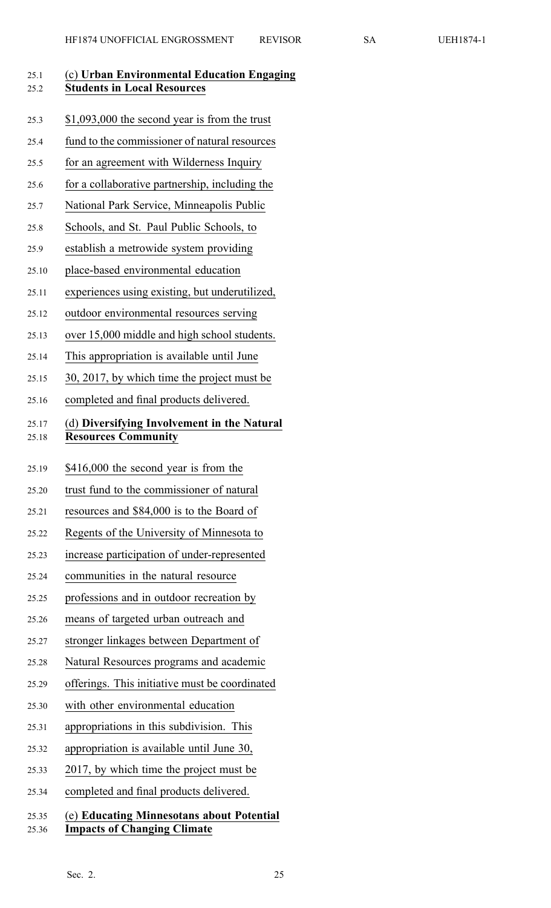(c) **Urban Environmental Education Engaging Students in Local Resources**

$1,093,000 the second year is from the trust fund to the commissioner of natural resources for an agreement with Wilderness Inquiry for a collaborative partnership, including the National Park Service, Minneapolis Public Schools, and St. Paul Public Schools, to establish a metrowide system providing place-based environmental education experiences using existing, but underutilized, outdoor environmental resources serving over 15,000 middle and high school students. This appropriation is available until June 30, 2017, by which time the project must be completed and final products delivered.

(d) **Diversifying Involvement in the Natural Resources Community**

$416,000 the second year is from the trust fund to the commissioner of natural resources and $84,000 is to the Board of Regents of the University of Minnesota to increase participation of under-represented communities in the natural resource professions and in outdoor recreation by means of targeted urban outreach and stronger linkages between Department of Natural Resources programs and academic offerings. This initiative must be coordinated with other environmental education appropriations in this subdivision. This appropriation is available until June 30, 2017, by which time the project must be completed and final products delivered.

(e) **Educating Minnesotans about Potential Impacts of Changing Climate**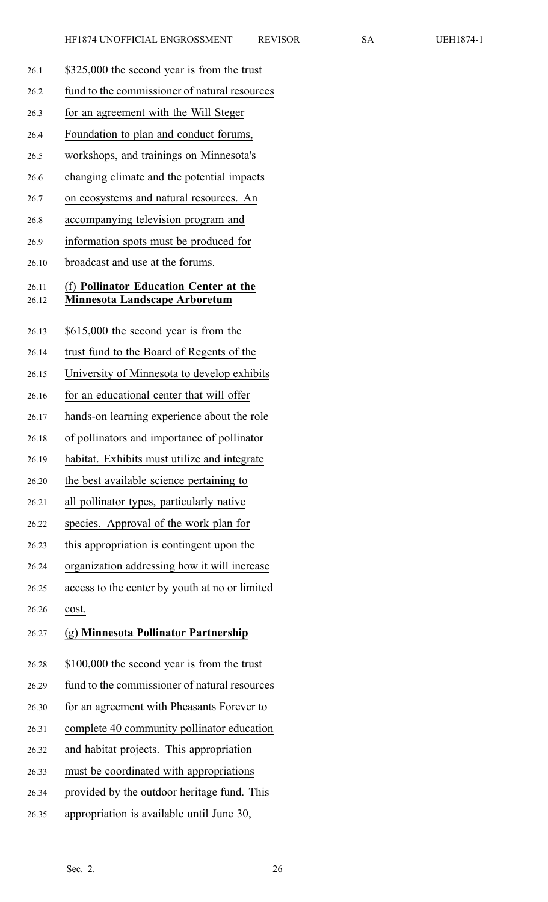$325,000 the second year is from the trust fund to the commissioner of natural resources for an agreement with the Will Steger Foundation to plan and conduct forums, workshops, and trainings on Minnesota's changing climate and the potential impacts on ecosystems and natural resources. An accompanying television program and information spots must be produced for broadcast and use at the forums.

(f) **Pollinator Education Center at the Minnesota Landscape Arboretum**

$615,000 the second year is from the trust fund to the Board of Regents of the University of Minnesota to develop exhibits for an educational center that will offer hands-on learning experience about the role of pollinators and importance of pollinator habitat. Exhibits must utilize and integrate the best available science pertaining to all pollinator types, particularly native species. Approval of the work plan for this appropriation is contingent upon the organization addressing how it will increase access to the center by youth at no or limited cost.

(g) **Minnesota Pollinator Partnership**

$100,000 the second year is from the trust fund to the commissioner of natural resources for an agreement with Pheasants Forever to complete 40 community pollinator education and habitat projects. This appropriation must be coordinated with appropriations provided by the outdoor heritage fund. This appropriation is available until June 30,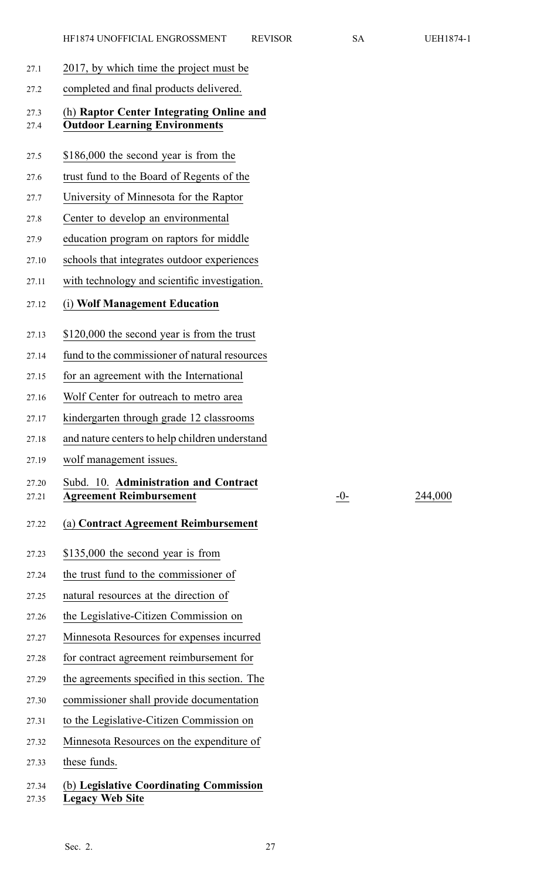2017, by which time the project must be completed and final products delivered.

(h) **Raptor Center Integrating Online and Outdoor Learning Environments**

$186,000 the second year is from the trust fund to the Board of Regents of the University of Minnesota for the Raptor Center to develop an environmental education program on raptors for middle schools that integrates outdoor experiences with technology and scientific investigation.

(i) **Wolf Management Education**

$120,000 the second year is from the trust fund to the commissioner of natural resources for an agreement with the International Wolf Center for outreach to metro area kindergarten through grade 12 classrooms and nature centers to help children understand wolf management issues.

| | | |
|---|---|---|
| Subd. 10. **Administration and Contract Agreement Reimbursement** | -0- | 244,000 |

(a) **Contract Agreement Reimbursement**

$135,000 the second year is from the trust fund to the commissioner of natural resources at the direction of the Legislative-Citizen Commission on Minnesota Resources for expenses incurred for contract agreement reimbursement for the agreements specified in this section. The commissioner shall provide documentation to the Legislative-Citizen Commission on Minnesota Resources on the expenditure of these funds.

(b) **Legislative Coordinating Commission Legacy Web Site**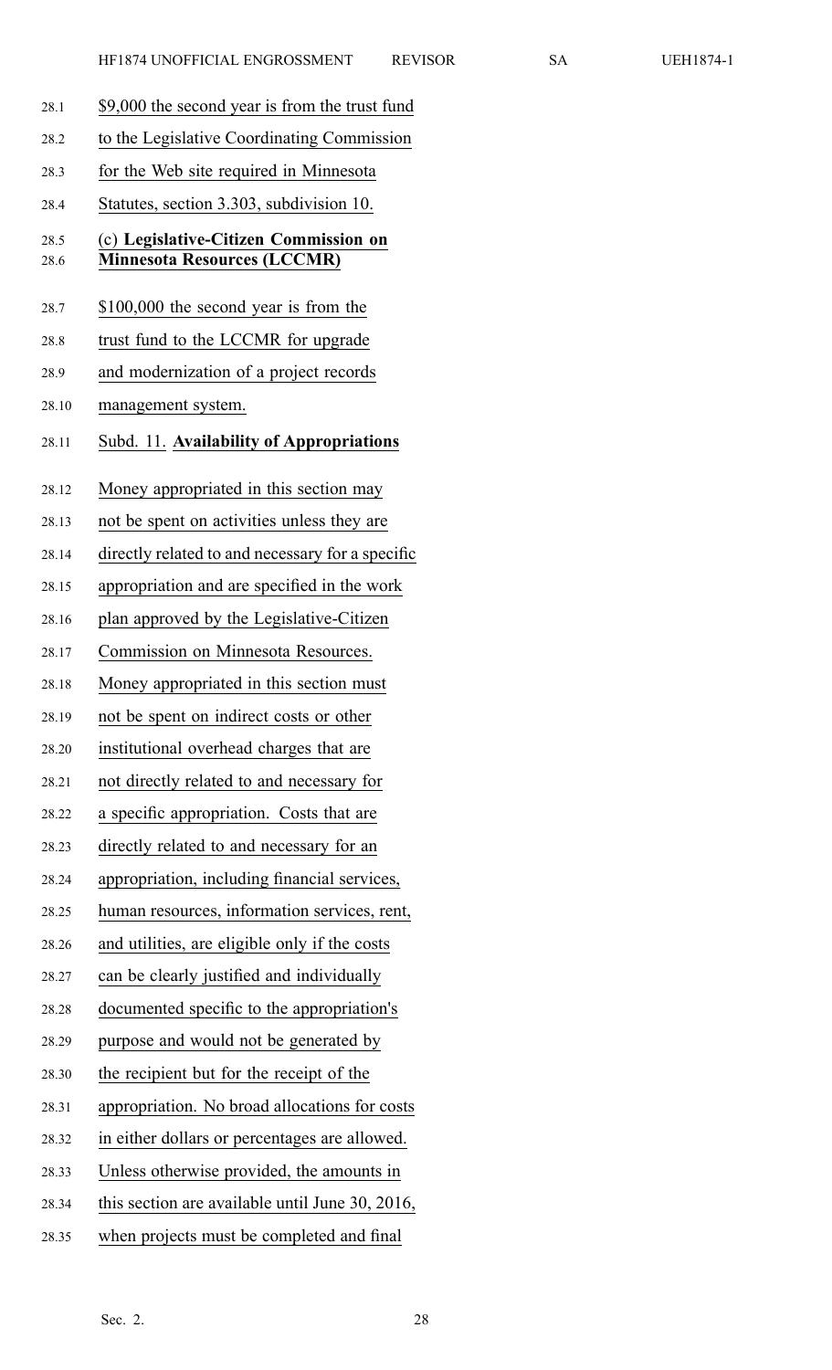$9,000 the second year is from the trust fund to the Legislative Coordinating Commission for the Web site required in Minnesota Statutes, section 3.303, subdivision 10.

(c) **Legislative-Citizen Commission on Minnesota Resources (LCCMR)**

$100,000 the second year is from the trust fund to the LCCMR for upgrade and modernization of a project records management system.

Subd. 11. **Availability of Appropriations**

Money appropriated in this section may not be spent on activities unless they are directly related to and necessary for a specific appropriation and are specified in the work plan approved by the Legislative-Citizen Commission on Minnesota Resources. Money appropriated in this section must not be spent on indirect costs or other institutional overhead charges that are not directly related to and necessary for a specific appropriation. Costs that are directly related to and necessary for an appropriation, including financial services, human resources, information services, rent, and utilities, are eligible only if the costs can be clearly justified and individually documented specific to the appropriation's purpose and would not be generated by the recipient but for the receipt of the appropriation. No broad allocations for costs in either dollars or percentages are allowed. Unless otherwise provided, the amounts in this section are available until June 30, 2016, when projects must be completed and final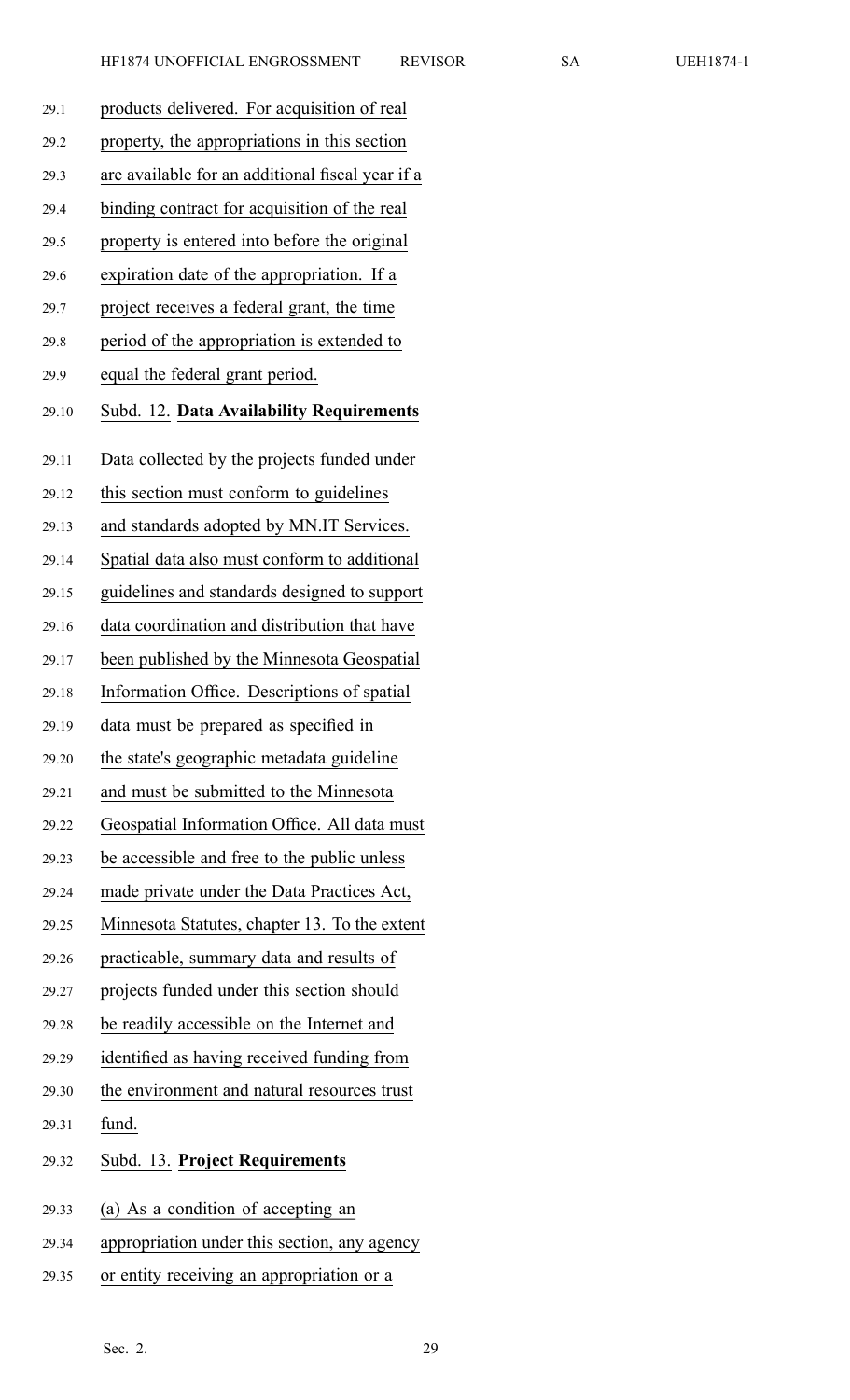products delivered. For acquisition of real property, the appropriations in this section are available for an additional fiscal year if a binding contract for acquisition of the real property is entered into before the original expiration date of the appropriation. If a project receives a federal grant, the time period of the appropriation is extended to equal the federal grant period.

Subd. 12. **Data Availability Requirements**

Data collected by the projects funded under this section must conform to guidelines and standards adopted by MN.IT Services. Spatial data also must conform to additional guidelines and standards designed to support data coordination and distribution that have been published by the Minnesota Geospatial Information Office. Descriptions of spatial data must be prepared as specified in the state's geographic metadata guideline and must be submitted to the Minnesota Geospatial Information Office. All data must be accessible and free to the public unless made private under the Data Practices Act, Minnesota Statutes, chapter 13. To the extent practicable, summary data and results of projects funded under this section should be readily accessible on the Internet and identified as having received funding from the environment and natural resources trust fund.

Subd. 13. **Project Requirements**

(a) As a condition of accepting an appropriation under this section, any agency or entity receiving an appropriation or a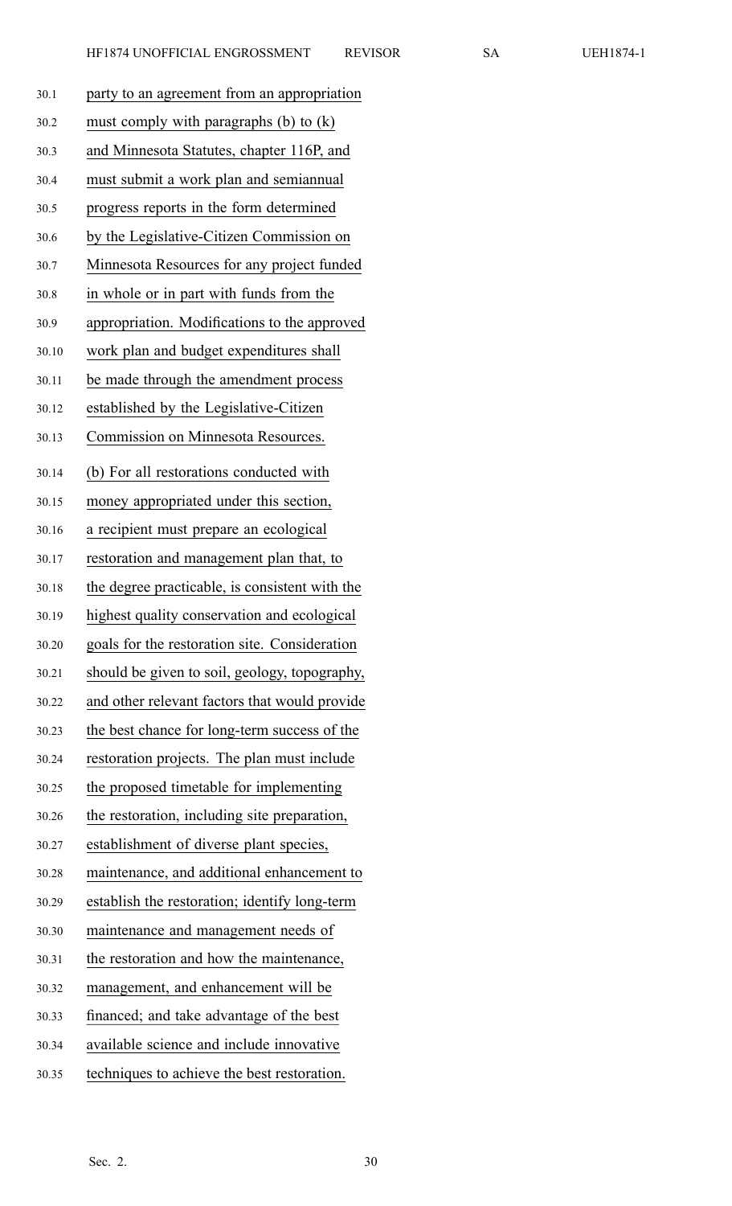party to an agreement from an appropriation must comply with paragraphs (b) to (k) and Minnesota Statutes, chapter 116P, and must submit a work plan and semiannual progress reports in the form determined by the Legislative-Citizen Commission on Minnesota Resources for any project funded in whole or in part with funds from the appropriation. Modifications to the approved work plan and budget expenditures shall be made through the amendment process established by the Legislative-Citizen Commission on Minnesota Resources.

(b) For all restorations conducted with money appropriated under this section, a recipient must prepare an ecological restoration and management plan that, to the degree practicable, is consistent with the highest quality conservation and ecological goals for the restoration site. Consideration should be given to soil, geology, topography, and other relevant factors that would provide the best chance for long-term success of the restoration projects. The plan must include the proposed timetable for implementing the restoration, including site preparation, establishment of diverse plant species, maintenance, and additional enhancement to establish the restoration; identify long-term maintenance and management needs of the restoration and how the maintenance, management, and enhancement will be financed; and take advantage of the best available science and include innovative techniques to achieve the best restoration.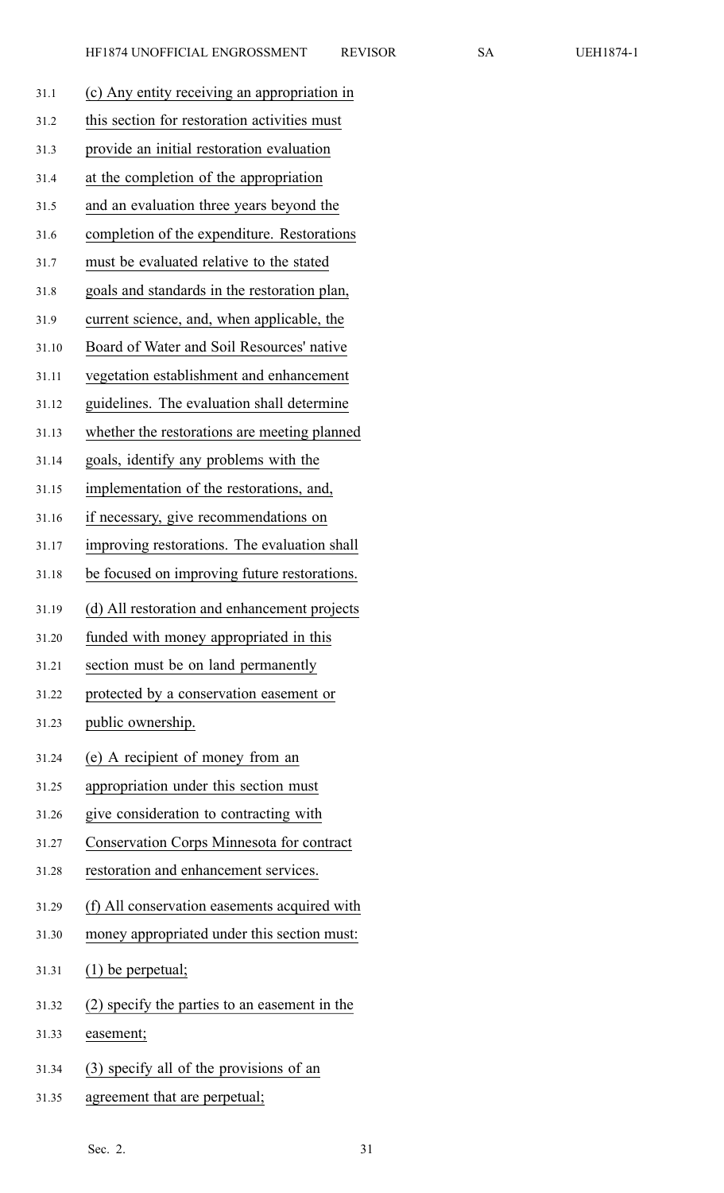(c) Any entity receiving an appropriation in this section for restoration activities must provide an initial restoration evaluation at the completion of the appropriation and an evaluation three years beyond the completion of the expenditure. Restorations must be evaluated relative to the stated goals and standards in the restoration plan, current science, and, when applicable, the Board of Water and Soil Resources' native vegetation establishment and enhancement guidelines. The evaluation shall determine whether the restorations are meeting planned goals, identify any problems with the implementation of the restorations, and, if necessary, give recommendations on improving restorations. The evaluation shall be focused on improving future restorations.

(d) All restoration and enhancement projects funded with money appropriated in this section must be on land permanently protected by a conservation easement or public ownership.

(e) A recipient of money from an appropriation under this section must give consideration to contracting with Conservation Corps Minnesota for contract restoration and enhancement services.

(f) All conservation easements acquired with money appropriated under this section must:

(1) be perpetual;

(2) specify the parties to an easement in the easement;

(3) specify all of the provisions of an agreement that are perpetual;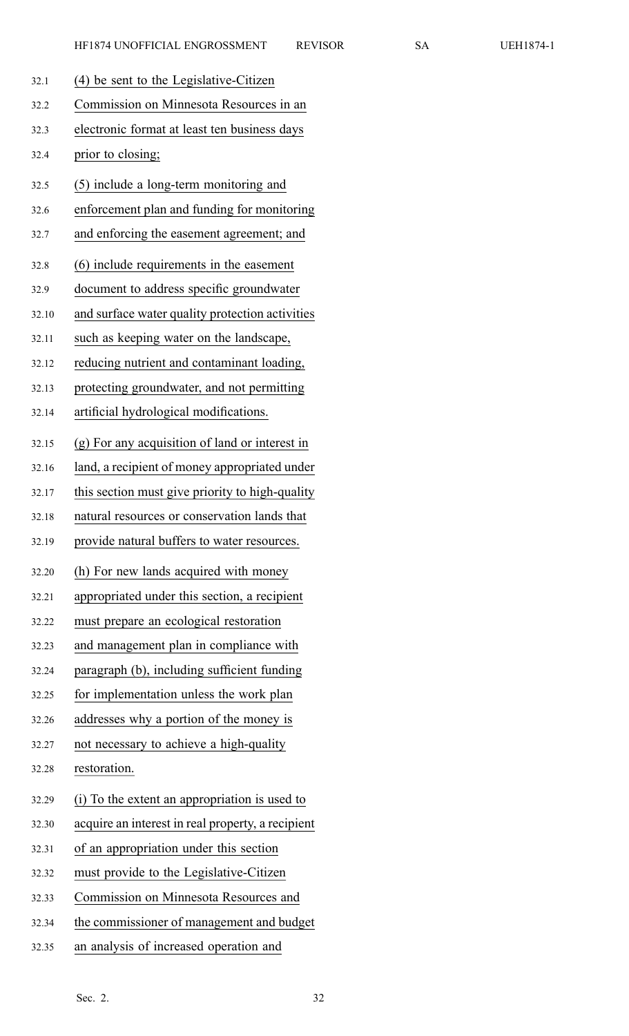(4) be sent to the Legislative-Citizen Commission on Minnesota Resources in an electronic format at least ten business days prior to closing;

(5) include a long-term monitoring and enforcement plan and funding for monitoring and enforcing the easement agreement; and

(6) include requirements in the easement document to address specific groundwater and surface water quality protection activities such as keeping water on the landscape, reducing nutrient and contaminant loading, protecting groundwater, and not permitting artificial hydrological modifications.

(g) For any acquisition of land or interest in land, a recipient of money appropriated under this section must give priority to high-quality natural resources or conservation lands that provide natural buffers to water resources.

(h) For new lands acquired with money appropriated under this section, a recipient must prepare an ecological restoration and management plan in compliance with paragraph (b), including sufficient funding for implementation unless the work plan addresses why a portion of the money is not necessary to achieve a high-quality restoration.

(i) To the extent an appropriation is used to acquire an interest in real property, a recipient of an appropriation under this section must provide to the Legislative-Citizen Commission on Minnesota Resources and the commissioner of management and budget an analysis of increased operation and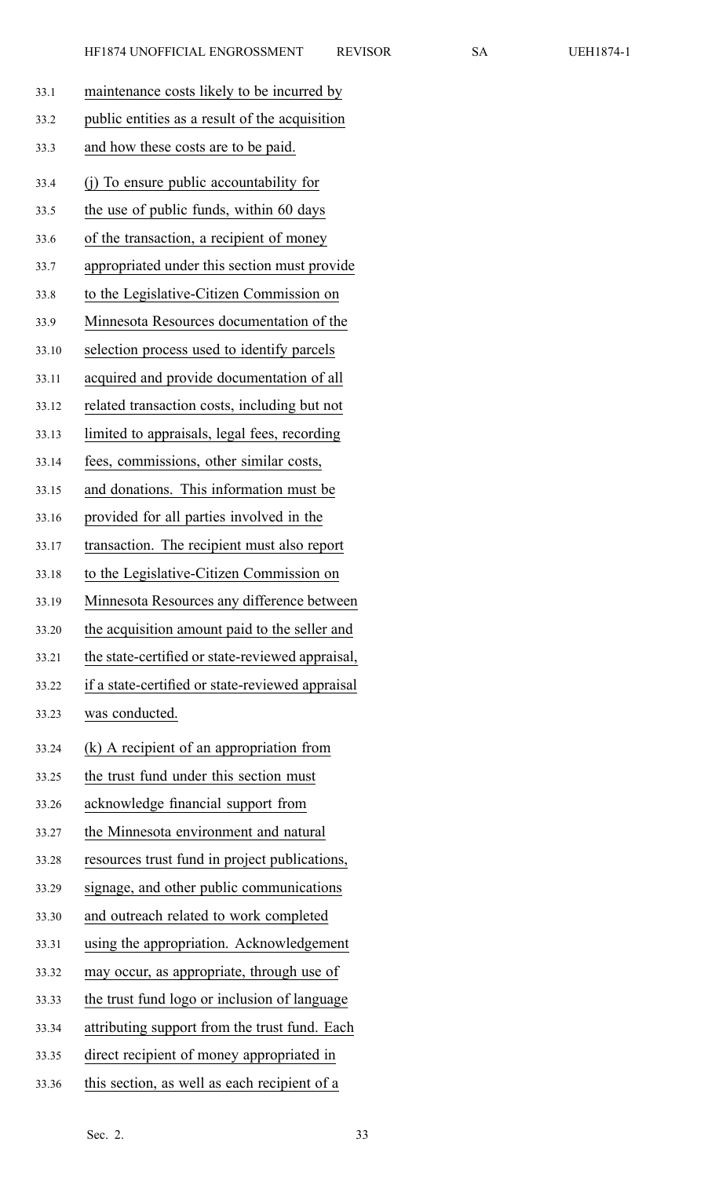maintenance costs likely to be incurred by public entities as a result of the acquisition and how these costs are to be paid.

(j) To ensure public accountability for the use of public funds, within 60 days of the transaction, a recipient of money appropriated under this section must provide to the Legislative-Citizen Commission on Minnesota Resources documentation of the selection process used to identify parcels acquired and provide documentation of all related transaction costs, including but not limited to appraisals, legal fees, recording fees, commissions, other similar costs, and donations. This information must be provided for all parties involved in the transaction. The recipient must also report to the Legislative-Citizen Commission on Minnesota Resources any difference between the acquisition amount paid to the seller and the state-certified or state-reviewed appraisal, if a state-certified or state-reviewed appraisal was conducted.

(k) A recipient of an appropriation from the trust fund under this section must acknowledge financial support from the Minnesota environment and natural resources trust fund in project publications, signage, and other public communications and outreach related to work completed using the appropriation. Acknowledgement may occur, as appropriate, through use of the trust fund logo or inclusion of language attributing support from the trust fund. Each direct recipient of money appropriated in this section, as well as each recipient of a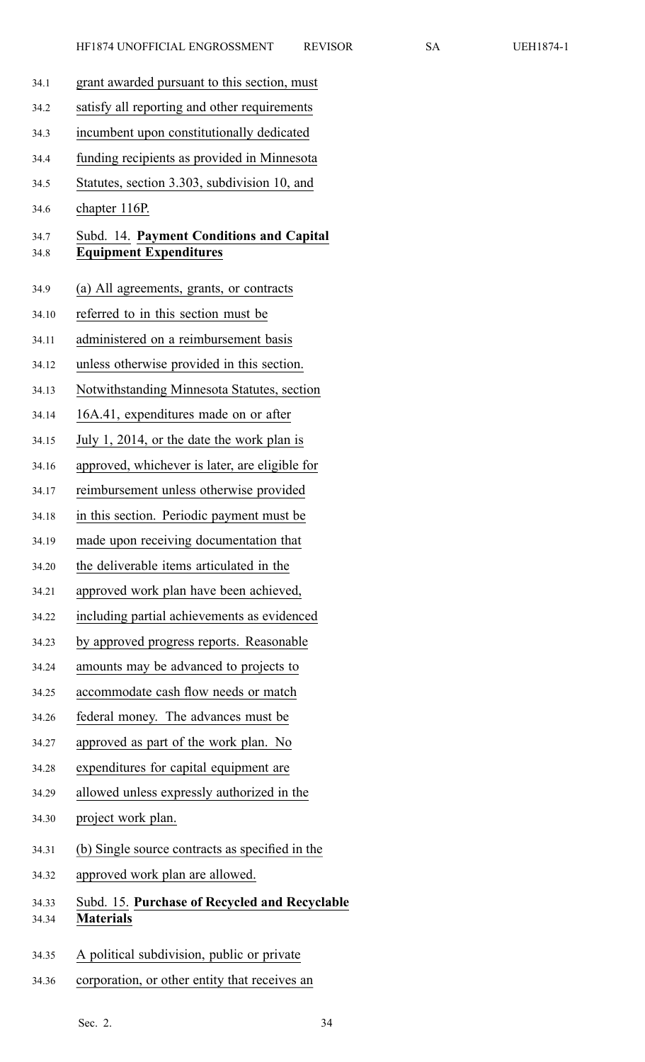grant awarded pursuant to this section, must satisfy all reporting and other requirements incumbent upon constitutionally dedicated funding recipients as provided in Minnesota Statutes, section 3.303, subdivision 10, and chapter 116P.

Subd. 14. **Payment Conditions and Capital Equipment Expenditures**

(a) All agreements, grants, or contracts referred to in this section must be administered on a reimbursement basis unless otherwise provided in this section. Notwithstanding Minnesota Statutes, section 16A.41, expenditures made on or after July 1, 2014, or the date the work plan is approved, whichever is later, are eligible for reimbursement unless otherwise provided in this section. Periodic payment must be made upon receiving documentation that the deliverable items articulated in the approved work plan have been achieved, including partial achievements as evidenced by approved progress reports. Reasonable amounts may be advanced to projects to accommodate cash flow needs or match federal money. The advances must be approved as part of the work plan. No expenditures for capital equipment are allowed unless expressly authorized in the project work plan.

(b) Single source contracts as specified in the approved work plan are allowed.

Subd. 15. **Purchase of Recycled and Recyclable Materials**

A political subdivision, public or private corporation, or other entity that receives an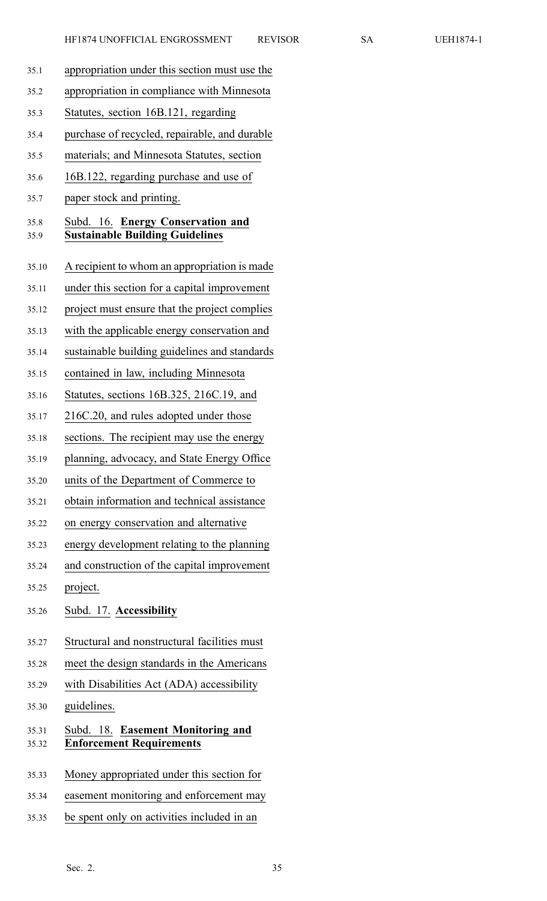appropriation under this section must use the appropriation in compliance with Minnesota Statutes, section 16B.121, regarding purchase of recycled, repairable, and durable materials; and Minnesota Statutes, section 16B.122, regarding purchase and use of paper stock and printing.

Subd. 16. **Energy Conservation and Sustainable Building Guidelines**

A recipient to whom an appropriation is made under this section for a capital improvement project must ensure that the project complies with the applicable energy conservation and sustainable building guidelines and standards contained in law, including Minnesota Statutes, sections 16B.325, 216C.19, and 216C.20, and rules adopted under those sections. The recipient may use the energy planning, advocacy, and State Energy Office units of the Department of Commerce to obtain information and technical assistance on energy conservation and alternative energy development relating to the planning and construction of the capital improvement project.

Subd. 17. **Accessibility**

Structural and nonstructural facilities must meet the design standards in the Americans with Disabilities Act (ADA) accessibility guidelines.

Subd. 18. **Easement Monitoring and Enforcement Requirements**

Money appropriated under this section for easement monitoring and enforcement may be spent only on activities included in an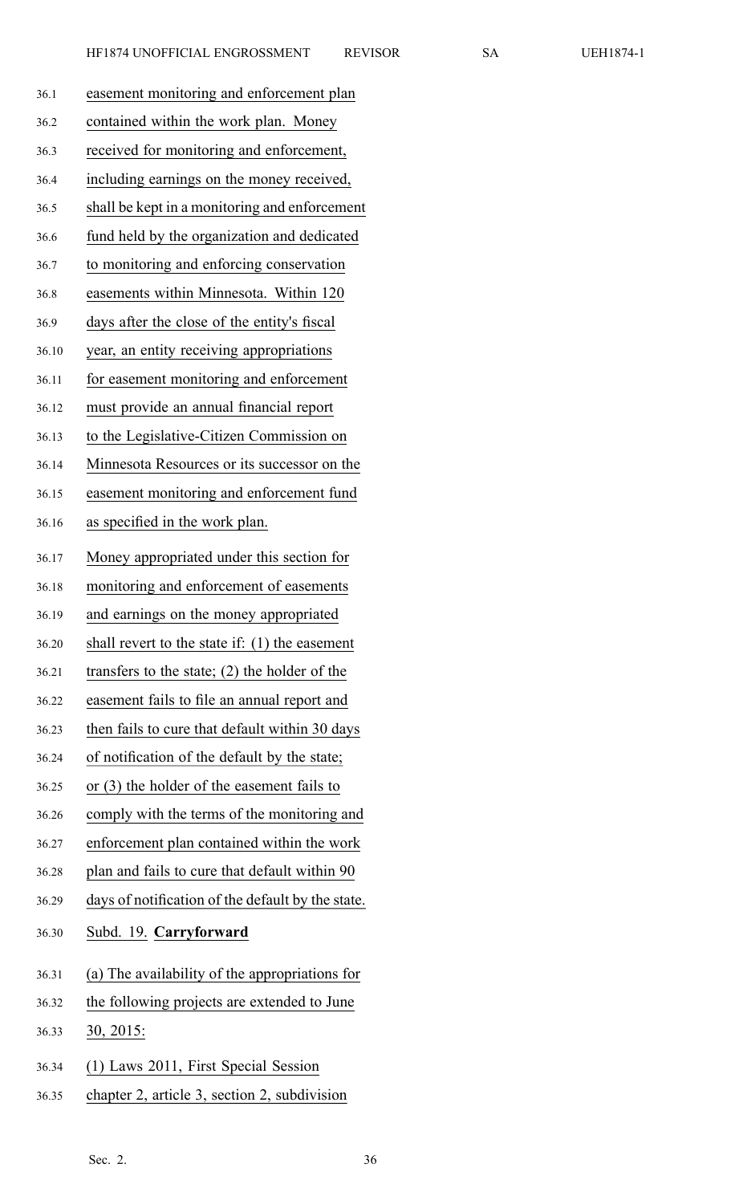easement monitoring and enforcement plan contained within the work plan. Money received for monitoring and enforcement, including earnings on the money received, shall be kept in a monitoring and enforcement fund held by the organization and dedicated to monitoring and enforcing conservation easements within Minnesota. Within 120 days after the close of the entity's fiscal year, an entity receiving appropriations for easement monitoring and enforcement must provide an annual financial report to the Legislative-Citizen Commission on Minnesota Resources or its successor on the easement monitoring and enforcement fund as specified in the work plan.

Money appropriated under this section for monitoring and enforcement of easements and earnings on the money appropriated shall revert to the state if: (1) the easement transfers to the state; (2) the holder of the easement fails to file an annual report and then fails to cure that default within 30 days of notification of the default by the state; or (3) the holder of the easement fails to comply with the terms of the monitoring and enforcement plan contained within the work plan and fails to cure that default within 90 days of notification of the default by the state.

Subd. 19. **Carryforward**

(a) The availability of the appropriations for the following projects are extended to June 30, 2015:

(1) Laws 2011, First Special Session chapter 2, article 3, section 2, subdivision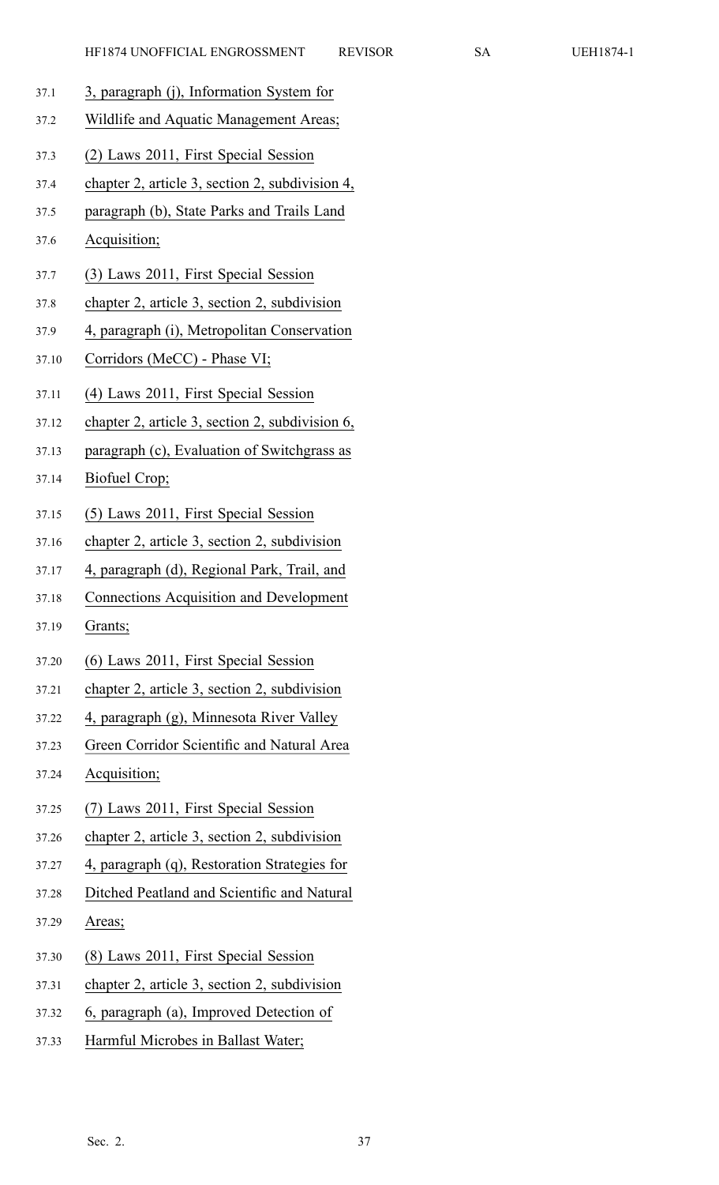3, paragraph (j), Information System for Wildlife and Aquatic Management Areas;

(2) Laws 2011, First Special Session chapter 2, article 3, section 2, subdivision 4, paragraph (b), State Parks and Trails Land Acquisition;

(3) Laws 2011, First Special Session chapter 2, article 3, section 2, subdivision 4, paragraph (i), Metropolitan Conservation Corridors (MeCC) - Phase VI;

(4) Laws 2011, First Special Session chapter 2, article 3, section 2, subdivision 6, paragraph (c), Evaluation of Switchgrass as Biofuel Crop;

(5) Laws 2011, First Special Session chapter 2, article 3, section 2, subdivision 4, paragraph (d), Regional Park, Trail, and Connections Acquisition and Development Grants;

(6) Laws 2011, First Special Session chapter 2, article 3, section 2, subdivision 4, paragraph (g), Minnesota River Valley Green Corridor Scientific and Natural Area Acquisition;

(7) Laws 2011, First Special Session chapter 2, article 3, section 2, subdivision 4, paragraph (q), Restoration Strategies for Ditched Peatland and Scientific and Natural Areas;

(8) Laws 2011, First Special Session chapter 2, article 3, section 2, subdivision 6, paragraph (a), Improved Detection of Harmful Microbes in Ballast Water;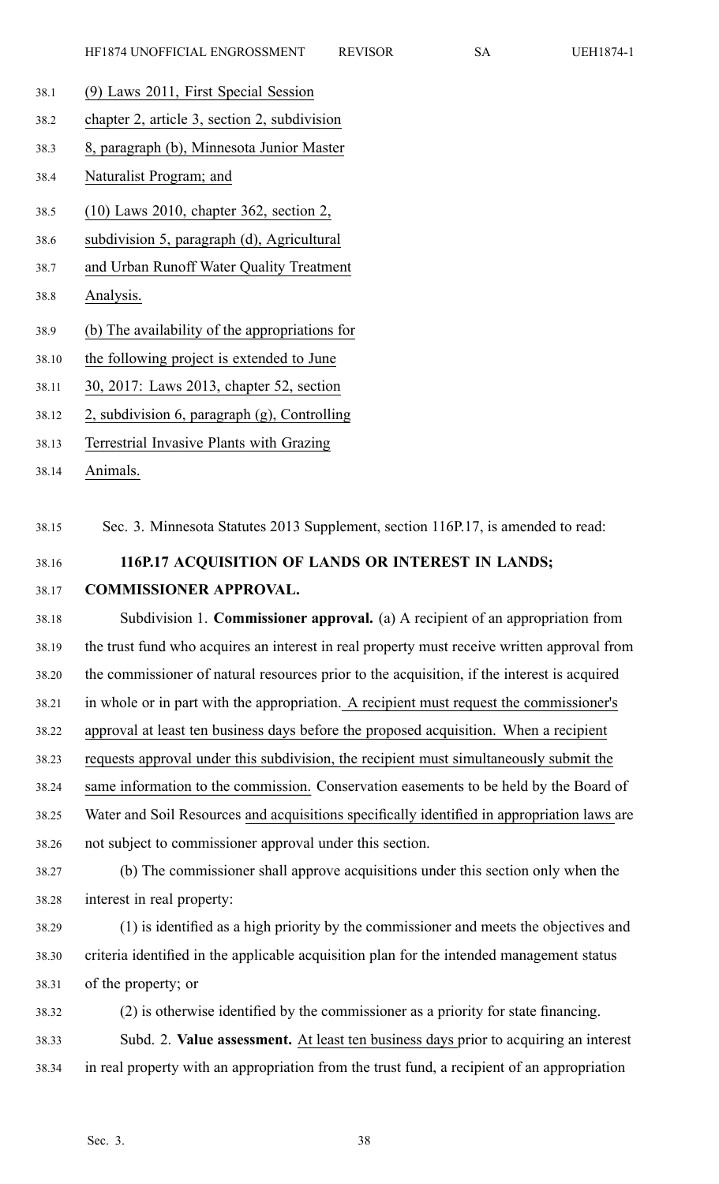(9) Laws 2011, First Special Session chapter 2, article 3, section 2, subdivision 8, paragraph (b), Minnesota Junior Master Naturalist Program; and

(10) Laws 2010, chapter 362, section 2, subdivision 5, paragraph (d), Agricultural and Urban Runoff Water Quality Treatment Analysis.

(b) The availability of the appropriations for the following project is extended to June 30, 2017: Laws 2013, chapter 52, section 2, subdivision 6, paragraph (g), Controlling Terrestrial Invasive Plants with Grazing Animals.

Sec. 3. Minnesota Statutes 2013 Supplement, section 116P.17, is amended to read:

**116P.17 ACQUISITION OF LANDS OR INTEREST IN LANDS; COMMISSIONER APPROVAL.**

Subdivision 1. **Commissioner approval.** (a) A recipient of an appropriation from the trust fund who acquires an interest in real property must receive written approval from the commissioner of natural resources prior to the acquisition, if the interest is acquired in whole or in part with the appropriation. A recipient must request the commissioner's approval at least ten business days before the proposed acquisition. When a recipient requests approval under this subdivision, the recipient must simultaneously submit the same information to the commission. Conservation easements to be held by the Board of Water and Soil Resources and acquisitions specifically identified in appropriation laws are not subject to commissioner approval under this section.

(b) The commissioner shall approve acquisitions under this section only when the interest in real property:

(1) is identified as a high priority by the commissioner and meets the objectives and criteria identified in the applicable acquisition plan for the intended management status of the property; or

(2) is otherwise identified by the commissioner as a priority for state financing.

Subd. 2. **Value assessment.** At least ten business days prior to acquiring an interest in real property with an appropriation from the trust fund, a recipient of an appropriation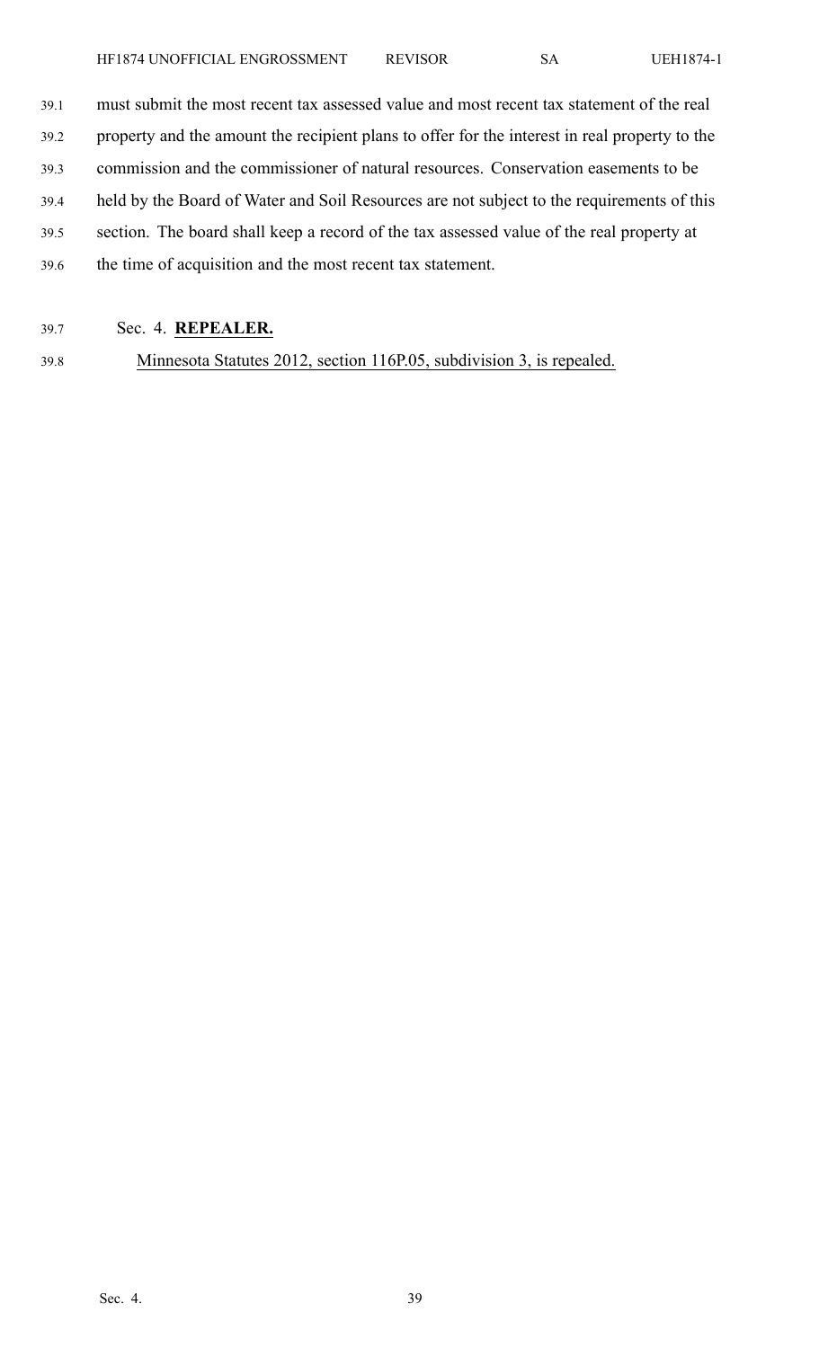must submit the most recent tax assessed value and most recent tax statement of the real property and the amount the recipient plans to offer for the interest in real property to the commission and the commissioner of natural resources. Conservation easements to be held by the Board of Water and Soil Resources are not subject to the requirements of this section. The board shall keep a record of the tax assessed value of the real property at the time of acquisition and the most recent tax statement.

Sec. 4. **REPEALER.**

Minnesota Statutes 2012, section 116P.05, subdivision 3, is repealed.